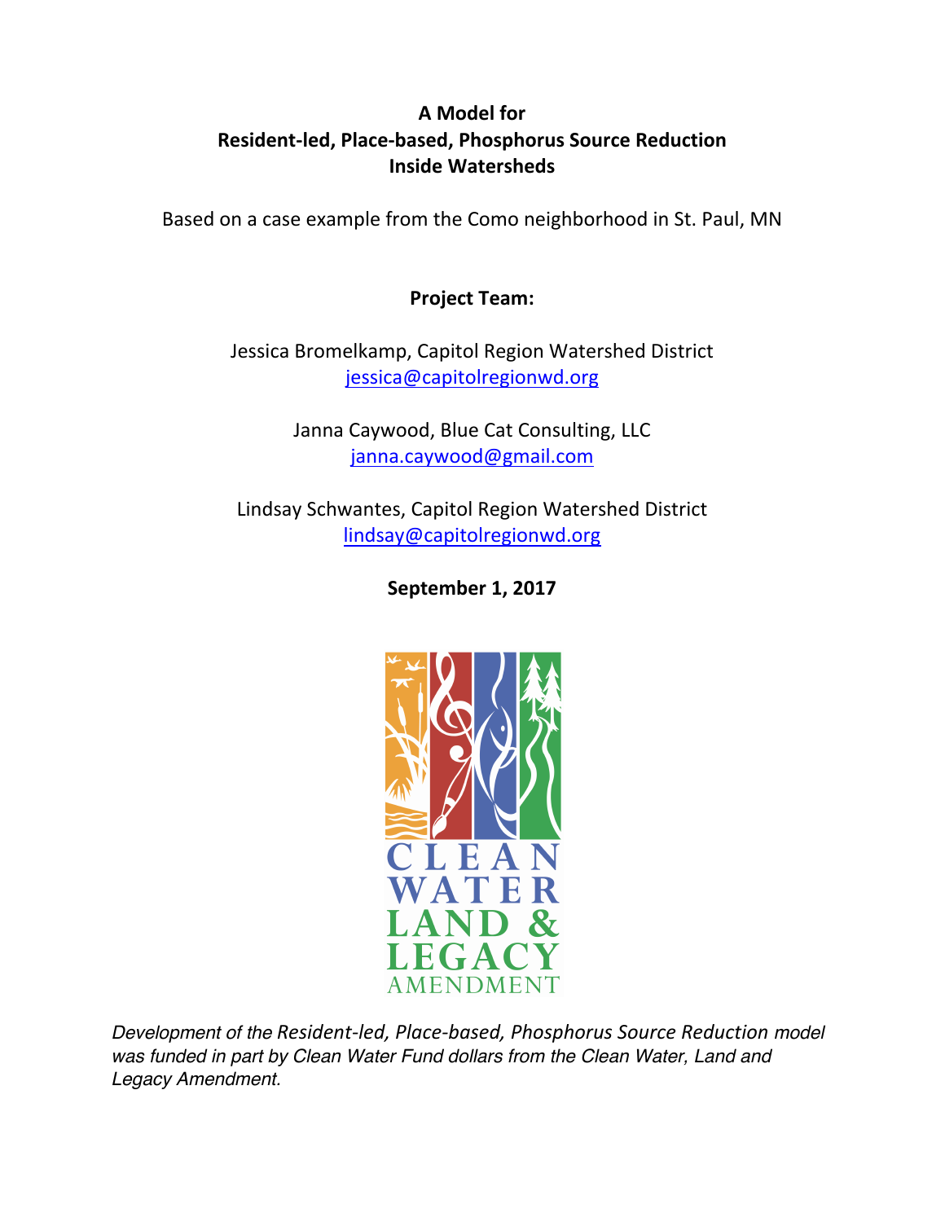# A Model for Resident-led, Place-based, Phosphorus Source Reduction Inside Watersheds

Based on a case example from the Como neighborhood in St. Paul, MN

**Project Team:**

Jessica Bromelkamp, Capitol Region Watershed District
jessica@capitolregionwd.org

Janna Caywood, Blue Cat Consulting, LLC
janna.caywood@gmail.com

Lindsay Schwantes, Capitol Region Watershed District
lindsay@capitolregionwd.org

**September 1, 2017**

CLEAN WATER LAND & LEGACY AMENDMENT

*Development of the Resident-led, Place-based, Phosphorus Source Reduction model was funded in part by Clean Water Fund dollars from the Clean Water, Land and Legacy Amendment.*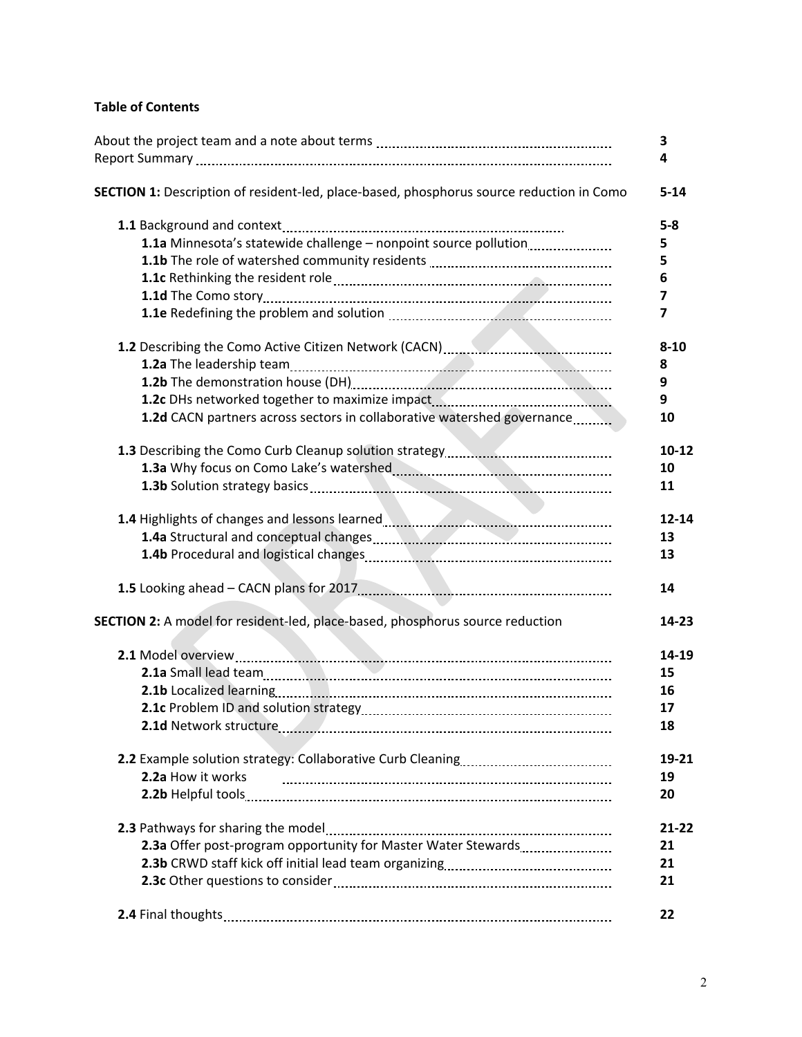**Table of Contents**

| | |
|---|---|
| About the project team and a note about terms | 3 |
| Report Summary | 4 |
| **SECTION 1:** Description of resident-led, place-based, phosphorus source reduction in Como | 5-14 |
| **1.1** Background and context | 5-8 |
| **1.1a** Minnesota's statewide challenge – nonpoint source pollution | 5 |
| **1.1b** The role of watershed community residents | 5 |
| **1.1c** Rethinking the resident role | 6 |
| **1.1d** The Como story | 7 |
| **1.1e** Redefining the problem and solution | 7 |
| **1.2** Describing the Como Active Citizen Network (CACN) | 8-10 |
| **1.2a** The leadership team | 8 |
| **1.2b** The demonstration house (DH) | 9 |
| **1.2c** DHs networked together to maximize impact | 9 |
| **1.2d** CACN partners across sectors in collaborative watershed governance | 10 |
| **1.3** Describing the Como Curb Cleanup solution strategy | 10-12 |
| **1.3a** Why focus on Como Lake's watershed | 10 |
| **1.3b** Solution strategy basics | 11 |
| **1.4** Highlights of changes and lessons learned | 12-14 |
| **1.4a** Structural and conceptual changes | 13 |
| **1.4b** Procedural and logistical changes | 13 |
| **1.5** Looking ahead – CACN plans for 2017 | 14 |
| **SECTION 2:** A model for resident-led, place-based, phosphorus source reduction | 14-23 |
| **2.1** Model overview | 14-19 |
| **2.1a** Small lead team | 15 |
| **2.1b** Localized learning | 16 |
| **2.1c** Problem ID and solution strategy | 17 |
| **2.1d** Network structure | 18 |
| **2.2** Example solution strategy: Collaborative Curb Cleaning | 19-21 |
| **2.2a** How it works | 19 |
| **2.2b** Helpful tools | 20 |
| **2.3** Pathways for sharing the model | 21-22 |
| **2.3a** Offer post-program opportunity for Master Water Stewards | 21 |
| **2.3b** CRWD staff kick off initial lead team organizing | 21 |
| **2.3c** Other questions to consider | 21 |
| **2.4** Final thoughts | 22 |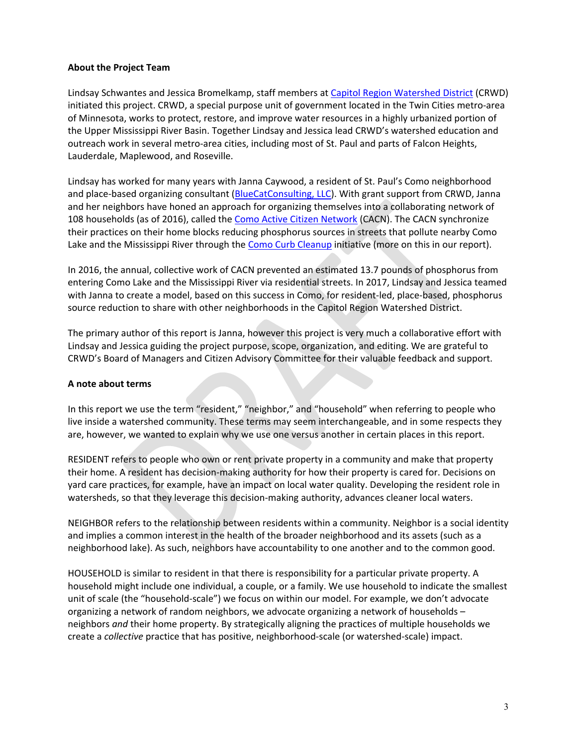**About the Project Team**

Lindsay Schwantes and Jessica Bromelkamp, staff members at Capitol Region Watershed District (CRWD) initiated this project. CRWD, a special purpose unit of government located in the Twin Cities metro-area of Minnesota, works to protect, restore, and improve water resources in a highly urbanized portion of the Upper Mississippi River Basin. Together Lindsay and Jessica lead CRWD's watershed education and outreach work in several metro-area cities, including most of St. Paul and parts of Falcon Heights, Lauderdale, Maplewood, and Roseville.

Lindsay has worked for many years with Janna Caywood, a resident of St. Paul's Como neighborhood and place-based organizing consultant (BlueCatConsulting, LLC). With grant support from CRWD, Janna and her neighbors have honed an approach for organizing themselves into a collaborating network of 108 households (as of 2016), called the Como Active Citizen Network (CACN). The CACN synchronize their practices on their home blocks reducing phosphorus sources in streets that pollute nearby Como Lake and the Mississippi River through the Como Curb Cleanup initiative (more on this in our report).

In 2016, the annual, collective work of CACN prevented an estimated 13.7 pounds of phosphorus from entering Como Lake and the Mississippi River via residential streets. In 2017, Lindsay and Jessica teamed with Janna to create a model, based on this success in Como, for resident-led, place-based, phosphorus source reduction to share with other neighborhoods in the Capitol Region Watershed District.

The primary author of this report is Janna, however this project is very much a collaborative effort with Lindsay and Jessica guiding the project purpose, scope, organization, and editing. We are grateful to CRWD's Board of Managers and Citizen Advisory Committee for their valuable feedback and support.

**A note about terms**

In this report we use the term "resident," "neighbor," and "household" when referring to people who live inside a watershed community. These terms may seem interchangeable, and in some respects they are, however, we wanted to explain why we use one versus another in certain places in this report.

RESIDENT refers to people who own or rent private property in a community and make that property their home. A resident has decision-making authority for how their property is cared for. Decisions on yard care practices, for example, have an impact on local water quality. Developing the resident role in watersheds, so that they leverage this decision-making authority, advances cleaner local waters.

NEIGHBOR refers to the relationship between residents within a community. Neighbor is a social identity and implies a common interest in the health of the broader neighborhood and its assets (such as a neighborhood lake). As such, neighbors have accountability to one another and to the common good.

HOUSEHOLD is similar to resident in that there is responsibility for a particular private property. A household might include one individual, a couple, or a family. We use household to indicate the smallest unit of scale (the "household-scale") we focus on within our model. For example, we don't advocate organizing a network of random neighbors, we advocate organizing a network of households – neighbors *and* their home property. By strategically aligning the practices of multiple households we create a *collective* practice that has positive, neighborhood-scale (or watershed-scale) impact.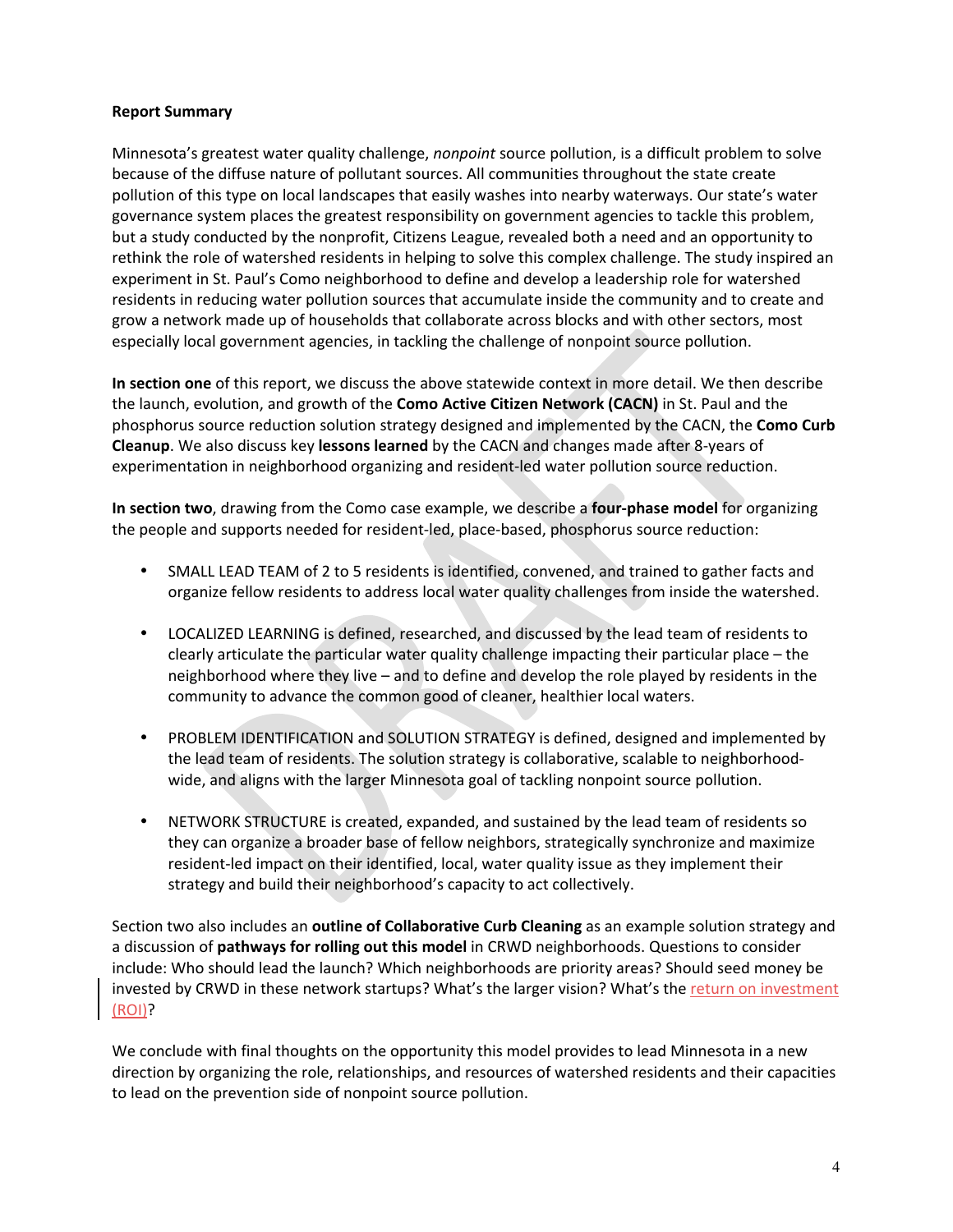**Report Summary**

Minnesota's greatest water quality challenge, *nonpoint* source pollution, is a difficult problem to solve because of the diffuse nature of pollutant sources. All communities throughout the state create pollution of this type on local landscapes that easily washes into nearby waterways. Our state's water governance system places the greatest responsibility on government agencies to tackle this problem, but a study conducted by the nonprofit, Citizens League, revealed both a need and an opportunity to rethink the role of watershed residents in helping to solve this complex challenge. The study inspired an experiment in St. Paul's Como neighborhood to define and develop a leadership role for watershed residents in reducing water pollution sources that accumulate inside the community and to create and grow a network made up of households that collaborate across blocks and with other sectors, most especially local government agencies, in tackling the challenge of nonpoint source pollution.

**In section one** of this report, we discuss the above statewide context in more detail. We then describe the launch, evolution, and growth of the **Como Active Citizen Network (CACN)** in St. Paul and the phosphorus source reduction solution strategy designed and implemented by the CACN, the **Como Curb Cleanup**. We also discuss key **lessons learned** by the CACN and changes made after 8-years of experimentation in neighborhood organizing and resident-led water pollution source reduction.

**In section two**, drawing from the Como case example, we describe a **four-phase model** for organizing the people and supports needed for resident-led, place-based, phosphorus source reduction:

- SMALL LEAD TEAM of 2 to 5 residents is identified, convened, and trained to gather facts and organize fellow residents to address local water quality challenges from inside the watershed.
- LOCALIZED LEARNING is defined, researched, and discussed by the lead team of residents to clearly articulate the particular water quality challenge impacting their particular place – the neighborhood where they live – and to define and develop the role played by residents in the community to advance the common good of cleaner, healthier local waters.
- PROBLEM IDENTIFICATION and SOLUTION STRATEGY is defined, designed and implemented by the lead team of residents. The solution strategy is collaborative, scalable to neighborhood-wide, and aligns with the larger Minnesota goal of tackling nonpoint source pollution.
- NETWORK STRUCTURE is created, expanded, and sustained by the lead team of residents so they can organize a broader base of fellow neighbors, strategically synchronize and maximize resident-led impact on their identified, local, water quality issue as they implement their strategy and build their neighborhood's capacity to act collectively.

Section two also includes an **outline of Collaborative Curb Cleaning** as an example solution strategy and a discussion of **pathways for rolling out this model** in CRWD neighborhoods. Questions to consider include: Who should lead the launch? Which neighborhoods are priority areas? Should seed money be invested by CRWD in these network startups? What's the larger vision? What's the return on investment (ROI)?

We conclude with final thoughts on the opportunity this model provides to lead Minnesota in a new direction by organizing the role, relationships, and resources of watershed residents and their capacities to lead on the prevention side of nonpoint source pollution.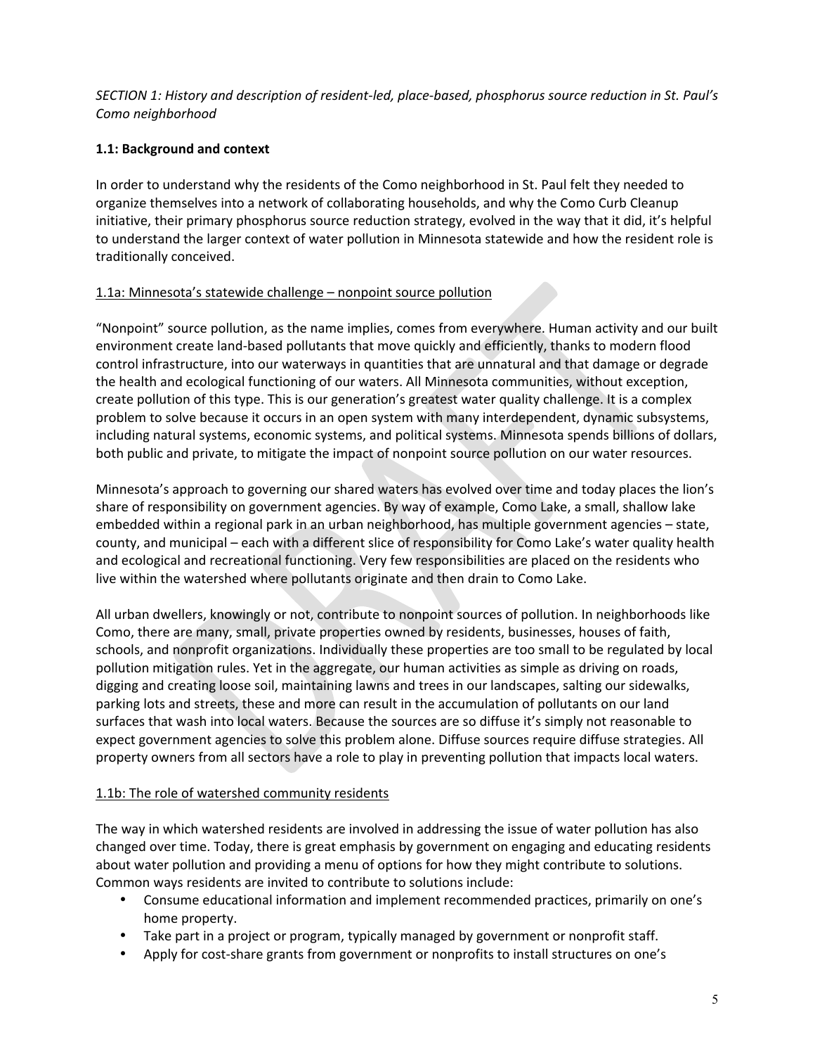*SECTION 1: History and description of resident-led, place-based, phosphorus source reduction in St. Paul's Como neighborhood*

### 1.1: Background and context

In order to understand why the residents of the Como neighborhood in St. Paul felt they needed to organize themselves into a network of collaborating households, and why the Como Curb Cleanup initiative, their primary phosphorus source reduction strategy, evolved in the way that it did, it's helpful to understand the larger context of water pollution in Minnesota statewide and how the resident role is traditionally conceived.

#### 1.1a: Minnesota's statewide challenge – nonpoint source pollution

"Nonpoint" source pollution, as the name implies, comes from everywhere. Human activity and our built environment create land-based pollutants that move quickly and efficiently, thanks to modern flood control infrastructure, into our waterways in quantities that are unnatural and that damage or degrade the health and ecological functioning of our waters. All Minnesota communities, without exception, create pollution of this type. This is our generation's greatest water quality challenge. It is a complex problem to solve because it occurs in an open system with many interdependent, dynamic subsystems, including natural systems, economic systems, and political systems. Minnesota spends billions of dollars, both public and private, to mitigate the impact of nonpoint source pollution on our water resources.

Minnesota's approach to governing our shared waters has evolved over time and today places the lion's share of responsibility on government agencies. By way of example, Como Lake, a small, shallow lake embedded within a regional park in an urban neighborhood, has multiple government agencies – state, county, and municipal – each with a different slice of responsibility for Como Lake's water quality health and ecological and recreational functioning. Very few responsibilities are placed on the residents who live within the watershed where pollutants originate and then drain to Como Lake.

All urban dwellers, knowingly or not, contribute to nonpoint sources of pollution. In neighborhoods like Como, there are many, small, private properties owned by residents, businesses, houses of faith, schools, and nonprofit organizations. Individually these properties are too small to be regulated by local pollution mitigation rules. Yet in the aggregate, our human activities as simple as driving on roads, digging and creating loose soil, maintaining lawns and trees in our landscapes, salting our sidewalks, parking lots and streets, these and more can result in the accumulation of pollutants on our land surfaces that wash into local waters. Because the sources are so diffuse it's simply not reasonable to expect government agencies to solve this problem alone. Diffuse sources require diffuse strategies. All property owners from all sectors have a role to play in preventing pollution that impacts local waters.

#### 1.1b: The role of watershed community residents

The way in which watershed residents are involved in addressing the issue of water pollution has also changed over time. Today, there is great emphasis by government on engaging and educating residents about water pollution and providing a menu of options for how they might contribute to solutions. Common ways residents are invited to contribute to solutions include:

- Consume educational information and implement recommended practices, primarily on one's home property.
- Take part in a project or program, typically managed by government or nonprofit staff.
- Apply for cost-share grants from government or nonprofits to install structures on one's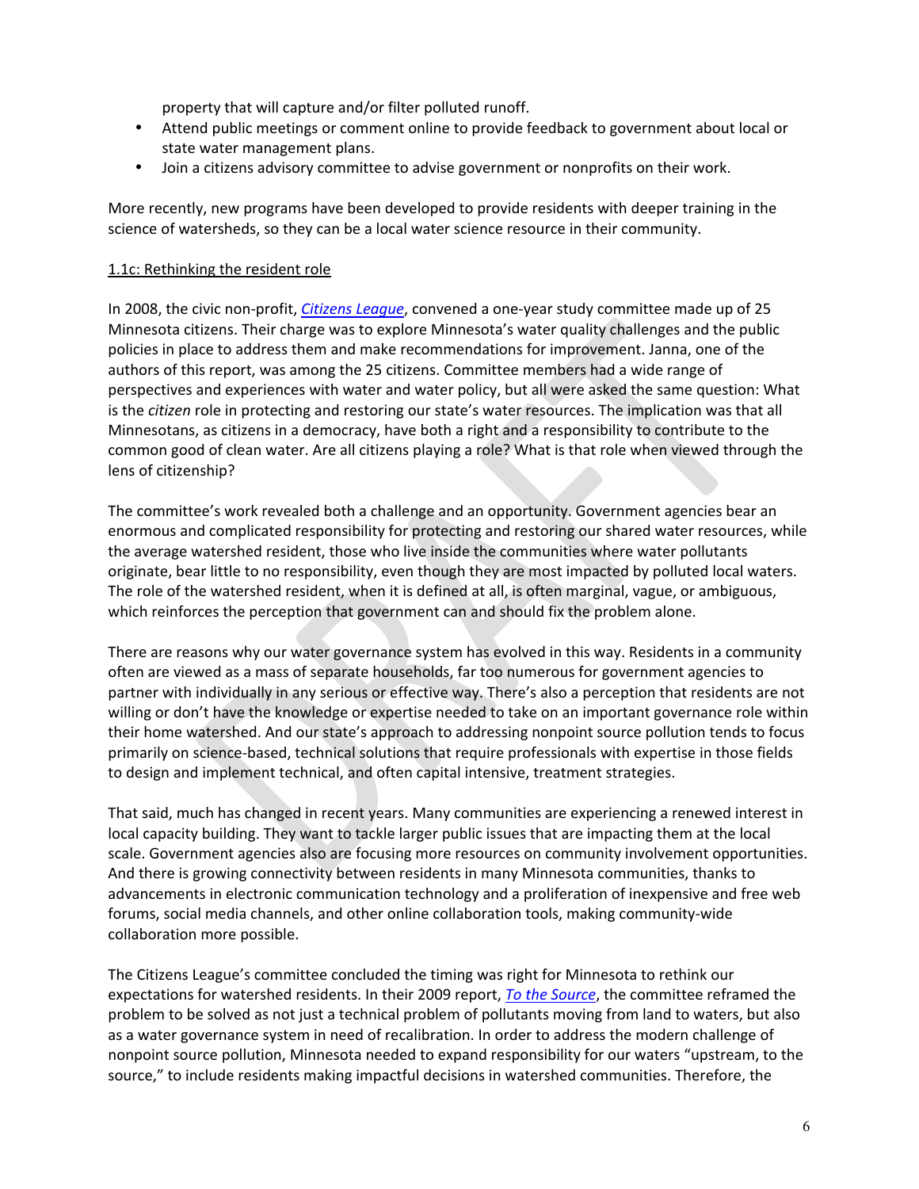property that will capture and/or filter polluted runoff.

- Attend public meetings or comment online to provide feedback to government about local or state water management plans.
- Join a citizens advisory committee to advise government or nonprofits on their work.

More recently, new programs have been developed to provide residents with deeper training in the science of watersheds, so they can be a local water science resource in their community.

1.1c: Rethinking the resident role

In 2008, the civic non-profit, *Citizens League*, convened a one-year study committee made up of 25 Minnesota citizens. Their charge was to explore Minnesota's water quality challenges and the public policies in place to address them and make recommendations for improvement. Janna, one of the authors of this report, was among the 25 citizens. Committee members had a wide range of perspectives and experiences with water and water policy, but all were asked the same question: What is the *citizen* role in protecting and restoring our state's water resources. The implication was that all Minnesotans, as citizens in a democracy, have both a right and a responsibility to contribute to the common good of clean water. Are all citizens playing a role? What is that role when viewed through the lens of citizenship?

The committee's work revealed both a challenge and an opportunity. Government agencies bear an enormous and complicated responsibility for protecting and restoring our shared water resources, while the average watershed resident, those who live inside the communities where water pollutants originate, bear little to no responsibility, even though they are most impacted by polluted local waters. The role of the watershed resident, when it is defined at all, is often marginal, vague, or ambiguous, which reinforces the perception that government can and should fix the problem alone.

There are reasons why our water governance system has evolved in this way. Residents in a community often are viewed as a mass of separate households, far too numerous for government agencies to partner with individually in any serious or effective way. There's also a perception that residents are not willing or don't have the knowledge or expertise needed to take on an important governance role within their home watershed. And our state's approach to addressing nonpoint source pollution tends to focus primarily on science-based, technical solutions that require professionals with expertise in those fields to design and implement technical, and often capital intensive, treatment strategies.

That said, much has changed in recent years. Many communities are experiencing a renewed interest in local capacity building. They want to tackle larger public issues that are impacting them at the local scale. Government agencies also are focusing more resources on community involvement opportunities. And there is growing connectivity between residents in many Minnesota communities, thanks to advancements in electronic communication technology and a proliferation of inexpensive and free web forums, social media channels, and other online collaboration tools, making community-wide collaboration more possible.

The Citizens League's committee concluded the timing was right for Minnesota to rethink our expectations for watershed residents. In their 2009 report, *To the Source*, the committee reframed the problem to be solved as not just a technical problem of pollutants moving from land to waters, but also as a water governance system in need of recalibration. In order to address the modern challenge of nonpoint source pollution, Minnesota needed to expand responsibility for our waters "upstream, to the source," to include residents making impactful decisions in watershed communities. Therefore, the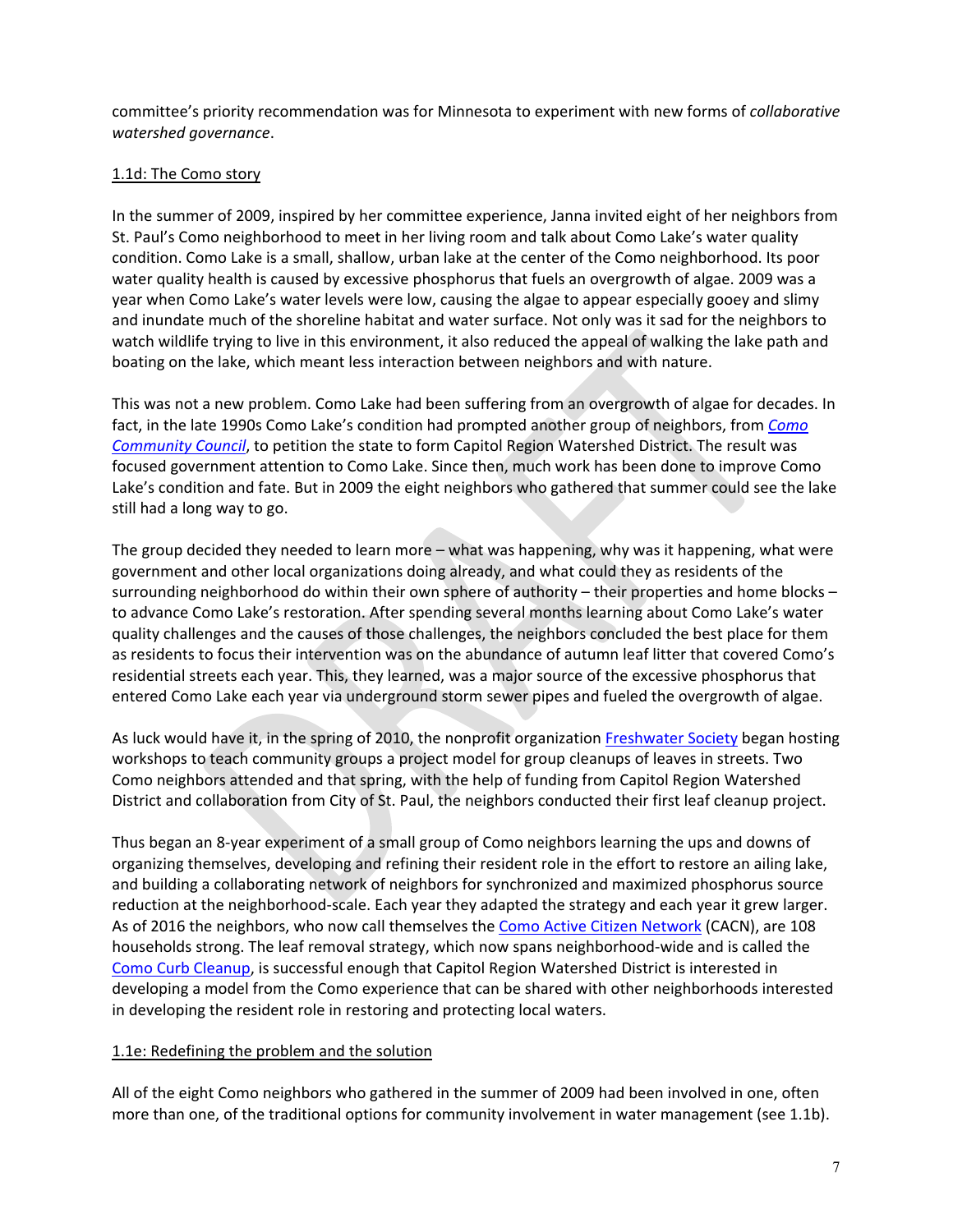committee's priority recommendation was for Minnesota to experiment with new forms of *collaborative watershed governance*.

### 1.1d: The Como story

In the summer of 2009, inspired by her committee experience, Janna invited eight of her neighbors from St. Paul's Como neighborhood to meet in her living room and talk about Como Lake's water quality condition. Como Lake is a small, shallow, urban lake at the center of the Como neighborhood. Its poor water quality health is caused by excessive phosphorus that fuels an overgrowth of algae. 2009 was a year when Como Lake's water levels were low, causing the algae to appear especially gooey and slimy and inundate much of the shoreline habitat and water surface. Not only was it sad for the neighbors to watch wildlife trying to live in this environment, it also reduced the appeal of walking the lake path and boating on the lake, which meant less interaction between neighbors and with nature.

This was not a new problem. Como Lake had been suffering from an overgrowth of algae for decades. In fact, in the late 1990s Como Lake's condition had prompted another group of neighbors, from *Como Community Council*, to petition the state to form Capitol Region Watershed District. The result was focused government attention to Como Lake. Since then, much work has been done to improve Como Lake's condition and fate. But in 2009 the eight neighbors who gathered that summer could see the lake still had a long way to go.

The group decided they needed to learn more – what was happening, why was it happening, what were government and other local organizations doing already, and what could they as residents of the surrounding neighborhood do within their own sphere of authority – their properties and home blocks – to advance Como Lake's restoration. After spending several months learning about Como Lake's water quality challenges and the causes of those challenges, the neighbors concluded the best place for them as residents to focus their intervention was on the abundance of autumn leaf litter that covered Como's residential streets each year. This, they learned, was a major source of the excessive phosphorus that entered Como Lake each year via underground storm sewer pipes and fueled the overgrowth of algae.

As luck would have it, in the spring of 2010, the nonprofit organization Freshwater Society began hosting workshops to teach community groups a project model for group cleanups of leaves in streets. Two Como neighbors attended and that spring, with the help of funding from Capitol Region Watershed District and collaboration from City of St. Paul, the neighbors conducted their first leaf cleanup project.

Thus began an 8-year experiment of a small group of Como neighbors learning the ups and downs of organizing themselves, developing and refining their resident role in the effort to restore an ailing lake, and building a collaborating network of neighbors for synchronized and maximized phosphorus source reduction at the neighborhood-scale. Each year they adapted the strategy and each year it grew larger. As of 2016 the neighbors, who now call themselves the Como Active Citizen Network (CACN), are 108 households strong. The leaf removal strategy, which now spans neighborhood-wide and is called the Como Curb Cleanup, is successful enough that Capitol Region Watershed District is interested in developing a model from the Como experience that can be shared with other neighborhoods interested in developing the resident role in restoring and protecting local waters.

### 1.1e: Redefining the problem and the solution

All of the eight Como neighbors who gathered in the summer of 2009 had been involved in one, often more than one, of the traditional options for community involvement in water management (see 1.1b).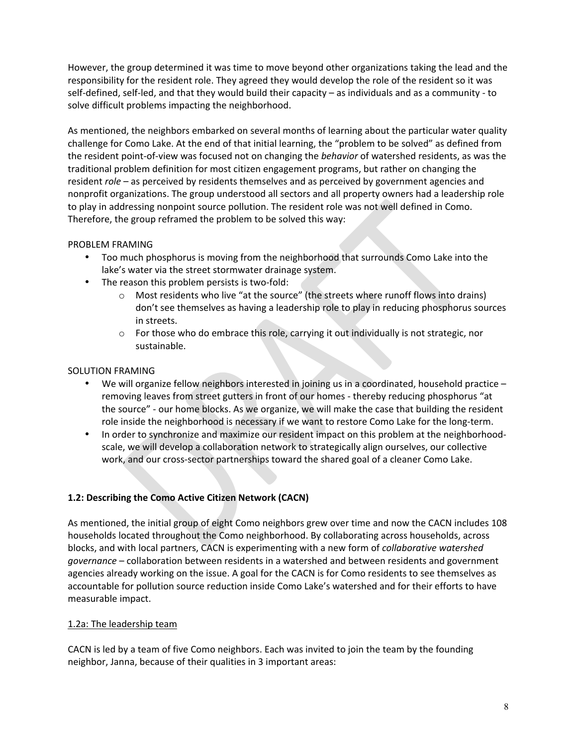However, the group determined it was time to move beyond other organizations taking the lead and the responsibility for the resident role. They agreed they would develop the role of the resident so it was self-defined, self-led, and that they would build their capacity – as individuals and as a community - to solve difficult problems impacting the neighborhood.

As mentioned, the neighbors embarked on several months of learning about the particular water quality challenge for Como Lake. At the end of that initial learning, the "problem to be solved" as defined from the resident point-of-view was focused not on changing the *behavior* of watershed residents, as was the traditional problem definition for most citizen engagement programs, but rather on changing the resident *role* – as perceived by residents themselves and as perceived by government agencies and nonprofit organizations. The group understood all sectors and all property owners had a leadership role to play in addressing nonpoint source pollution. The resident role was not well defined in Como. Therefore, the group reframed the problem to be solved this way:

PROBLEM FRAMING

- Too much phosphorus is moving from the neighborhood that surrounds Como Lake into the lake's water via the street stormwater drainage system.
- The reason this problem persists is two-fold:
  - Most residents who live "at the source" (the streets where runoff flows into drains) don't see themselves as having a leadership role to play in reducing phosphorus sources in streets.
  - For those who do embrace this role, carrying it out individually is not strategic, nor sustainable.

SOLUTION FRAMING

- We will organize fellow neighbors interested in joining us in a coordinated, household practice – removing leaves from street gutters in front of our homes - thereby reducing phosphorus "at the source" - our home blocks. As we organize, we will make the case that building the resident role inside the neighborhood is necessary if we want to restore Como Lake for the long-term.
- In order to synchronize and maximize our resident impact on this problem at the neighborhood-scale, we will develop a collaboration network to strategically align ourselves, our collective work, and our cross-sector partnerships toward the shared goal of a cleaner Como Lake.

### 1.2: Describing the Como Active Citizen Network (CACN)

As mentioned, the initial group of eight Como neighbors grew over time and now the CACN includes 108 households located throughout the Como neighborhood. By collaborating across households, across blocks, and with local partners, CACN is experimenting with a new form of *collaborative watershed governance* – collaboration between residents in a watershed and between residents and government agencies already working on the issue. A goal for the CACN is for Como residents to see themselves as accountable for pollution source reduction inside Como Lake's watershed and for their efforts to have measurable impact.

#### 1.2a: The leadership team

CACN is led by a team of five Como neighbors. Each was invited to join the team by the founding neighbor, Janna, because of their qualities in 3 important areas: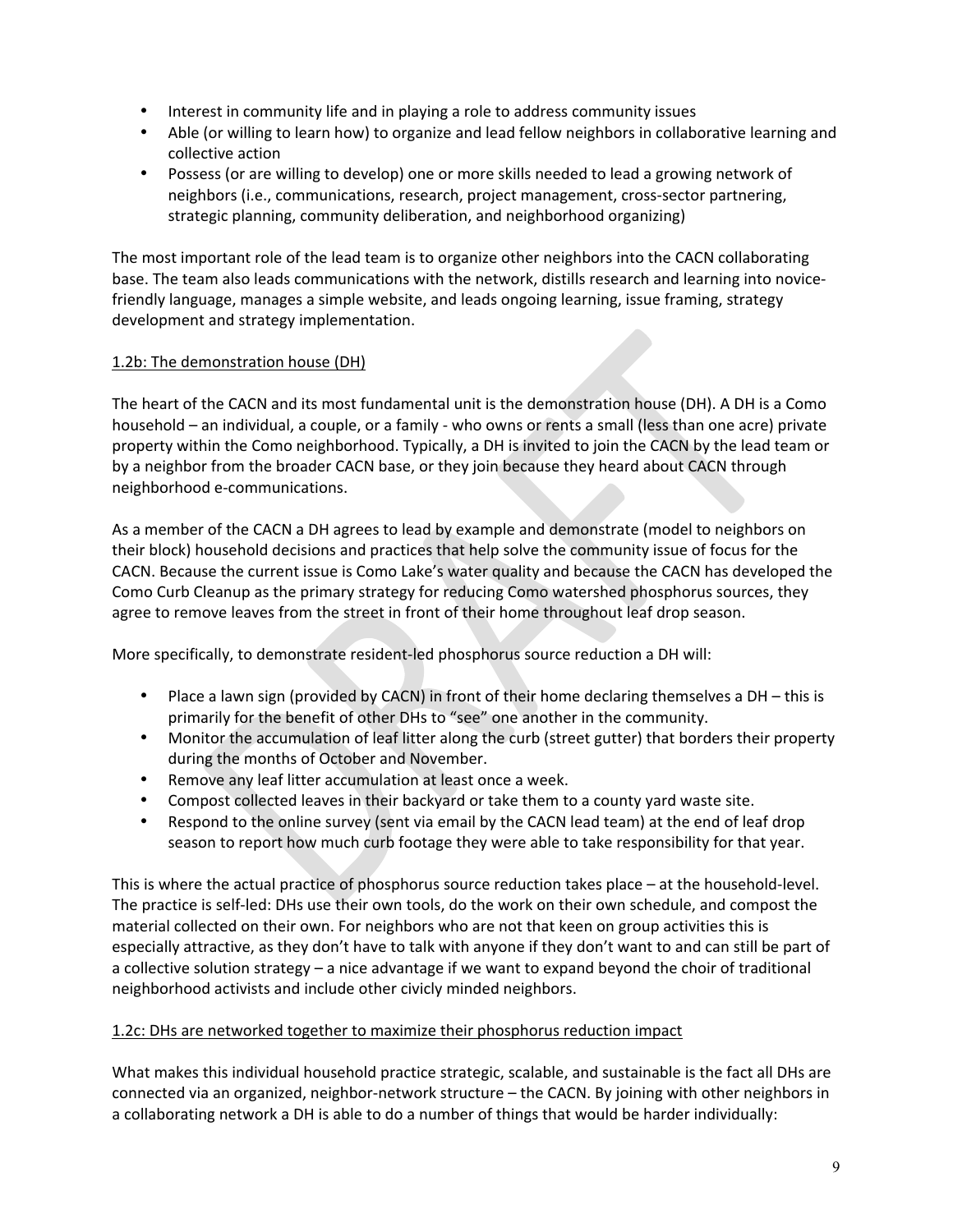- Interest in community life and in playing a role to address community issues
- Able (or willing to learn how) to organize and lead fellow neighbors in collaborative learning and collective action
- Possess (or are willing to develop) one or more skills needed to lead a growing network of neighbors (i.e., communications, research, project management, cross-sector partnering, strategic planning, community deliberation, and neighborhood organizing)

The most important role of the lead team is to organize other neighbors into the CACN collaborating base. The team also leads communications with the network, distills research and learning into novice-friendly language, manages a simple website, and leads ongoing learning, issue framing, strategy development and strategy implementation.

1.2b: The demonstration house (DH)

The heart of the CACN and its most fundamental unit is the demonstration house (DH). A DH is a Como household – an individual, a couple, or a family - who owns or rents a small (less than one acre) private property within the Como neighborhood. Typically, a DH is invited to join the CACN by the lead team or by a neighbor from the broader CACN base, or they join because they heard about CACN through neighborhood e-communications.

As a member of the CACN a DH agrees to lead by example and demonstrate (model to neighbors on their block) household decisions and practices that help solve the community issue of focus for the CACN. Because the current issue is Como Lake's water quality and because the CACN has developed the Como Curb Cleanup as the primary strategy for reducing Como watershed phosphorus sources, they agree to remove leaves from the street in front of their home throughout leaf drop season.

More specifically, to demonstrate resident-led phosphorus source reduction a DH will:

- Place a lawn sign (provided by CACN) in front of their home declaring themselves a DH – this is primarily for the benefit of other DHs to "see" one another in the community.
- Monitor the accumulation of leaf litter along the curb (street gutter) that borders their property during the months of October and November.
- Remove any leaf litter accumulation at least once a week.
- Compost collected leaves in their backyard or take them to a county yard waste site.
- Respond to the online survey (sent via email by the CACN lead team) at the end of leaf drop season to report how much curb footage they were able to take responsibility for that year.

This is where the actual practice of phosphorus source reduction takes place – at the household-level. The practice is self-led: DHs use their own tools, do the work on their own schedule, and compost the material collected on their own. For neighbors who are not that keen on group activities this is especially attractive, as they don't have to talk with anyone if they don't want to and can still be part of a collective solution strategy – a nice advantage if we want to expand beyond the choir of traditional neighborhood activists and include other civicly minded neighbors.

1.2c: DHs are networked together to maximize their phosphorus reduction impact

What makes this individual household practice strategic, scalable, and sustainable is the fact all DHs are connected via an organized, neighbor-network structure – the CACN. By joining with other neighbors in a collaborating network a DH is able to do a number of things that would be harder individually: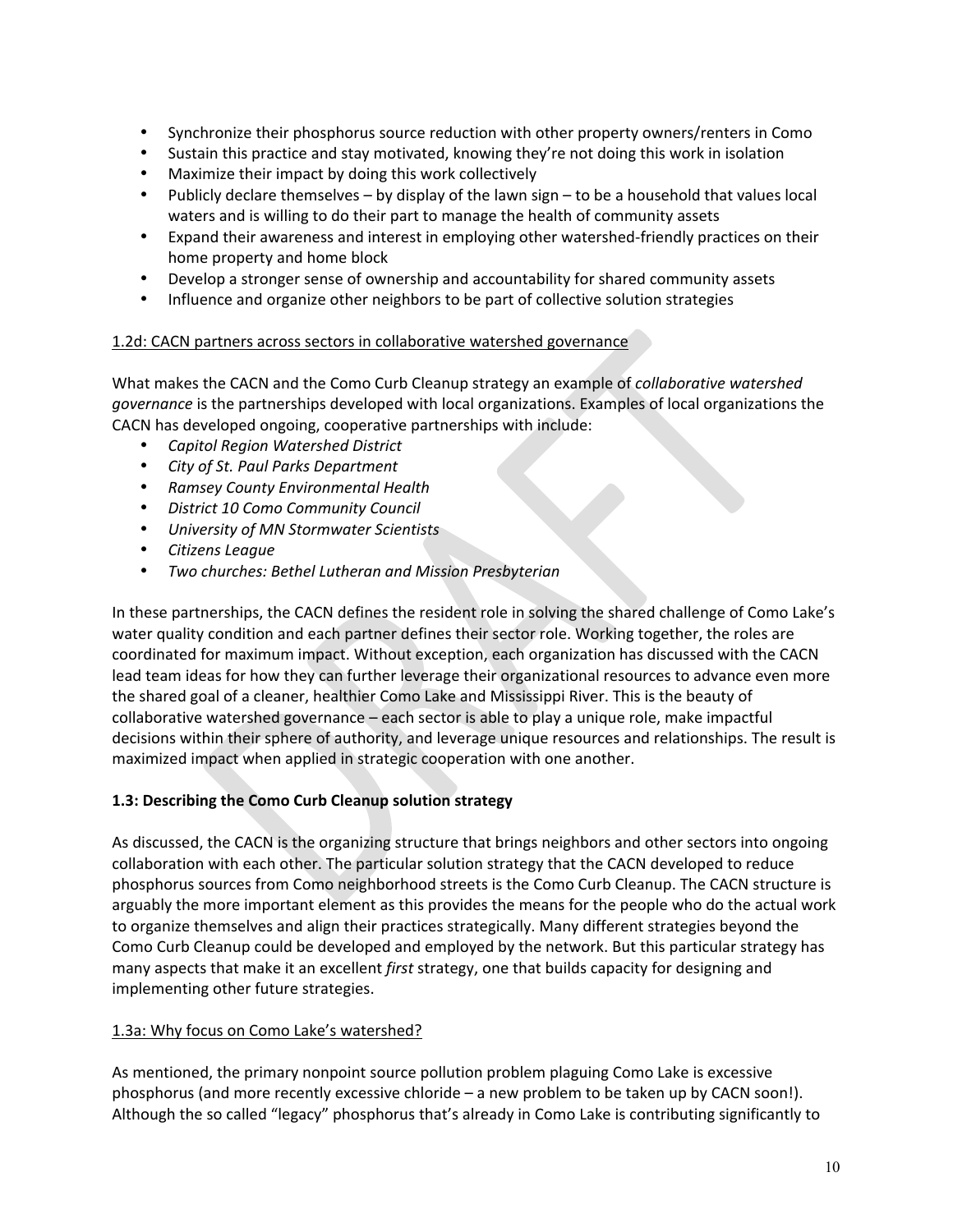- Synchronize their phosphorus source reduction with other property owners/renters in Como
- Sustain this practice and stay motivated, knowing they're not doing this work in isolation
- Maximize their impact by doing this work collectively
- Publicly declare themselves – by display of the lawn sign – to be a household that values local waters and is willing to do their part to manage the health of community assets
- Expand their awareness and interest in employing other watershed-friendly practices on their home property and home block
- Develop a stronger sense of ownership and accountability for shared community assets
- Influence and organize other neighbors to be part of collective solution strategies

<u>1.2d: CACN partners across sectors in collaborative watershed governance</u>

What makes the CACN and the Como Curb Cleanup strategy an example of *collaborative watershed governance* is the partnerships developed with local organizations. Examples of local organizations the CACN has developed ongoing, cooperative partnerships with include:

- *Capitol Region Watershed District*
- *City of St. Paul Parks Department*
- *Ramsey County Environmental Health*
- *District 10 Como Community Council*
- *University of MN Stormwater Scientists*
- *Citizens League*
- *Two churches: Bethel Lutheran and Mission Presbyterian*

In these partnerships, the CACN defines the resident role in solving the shared challenge of Como Lake's water quality condition and each partner defines their sector role. Working together, the roles are coordinated for maximum impact. Without exception, each organization has discussed with the CACN lead team ideas for how they can further leverage their organizational resources to advance even more the shared goal of a cleaner, healthier Como Lake and Mississippi River. This is the beauty of collaborative watershed governance – each sector is able to play a unique role, make impactful decisions within their sphere of authority, and leverage unique resources and relationships. The result is maximized impact when applied in strategic cooperation with one another.

**1.3: Describing the Como Curb Cleanup solution strategy**

As discussed, the CACN is the organizing structure that brings neighbors and other sectors into ongoing collaboration with each other. The particular solution strategy that the CACN developed to reduce phosphorus sources from Como neighborhood streets is the Como Curb Cleanup. The CACN structure is arguably the more important element as this provides the means for the people who do the actual work to organize themselves and align their practices strategically. Many different strategies beyond the Como Curb Cleanup could be developed and employed by the network. But this particular strategy has many aspects that make it an excellent *first* strategy, one that builds capacity for designing and implementing other future strategies.

<u>1.3a: Why focus on Como Lake's watershed?</u>

As mentioned, the primary nonpoint source pollution problem plaguing Como Lake is excessive phosphorus (and more recently excessive chloride – a new problem to be taken up by CACN soon!). Although the so called "legacy" phosphorus that's already in Como Lake is contributing significantly to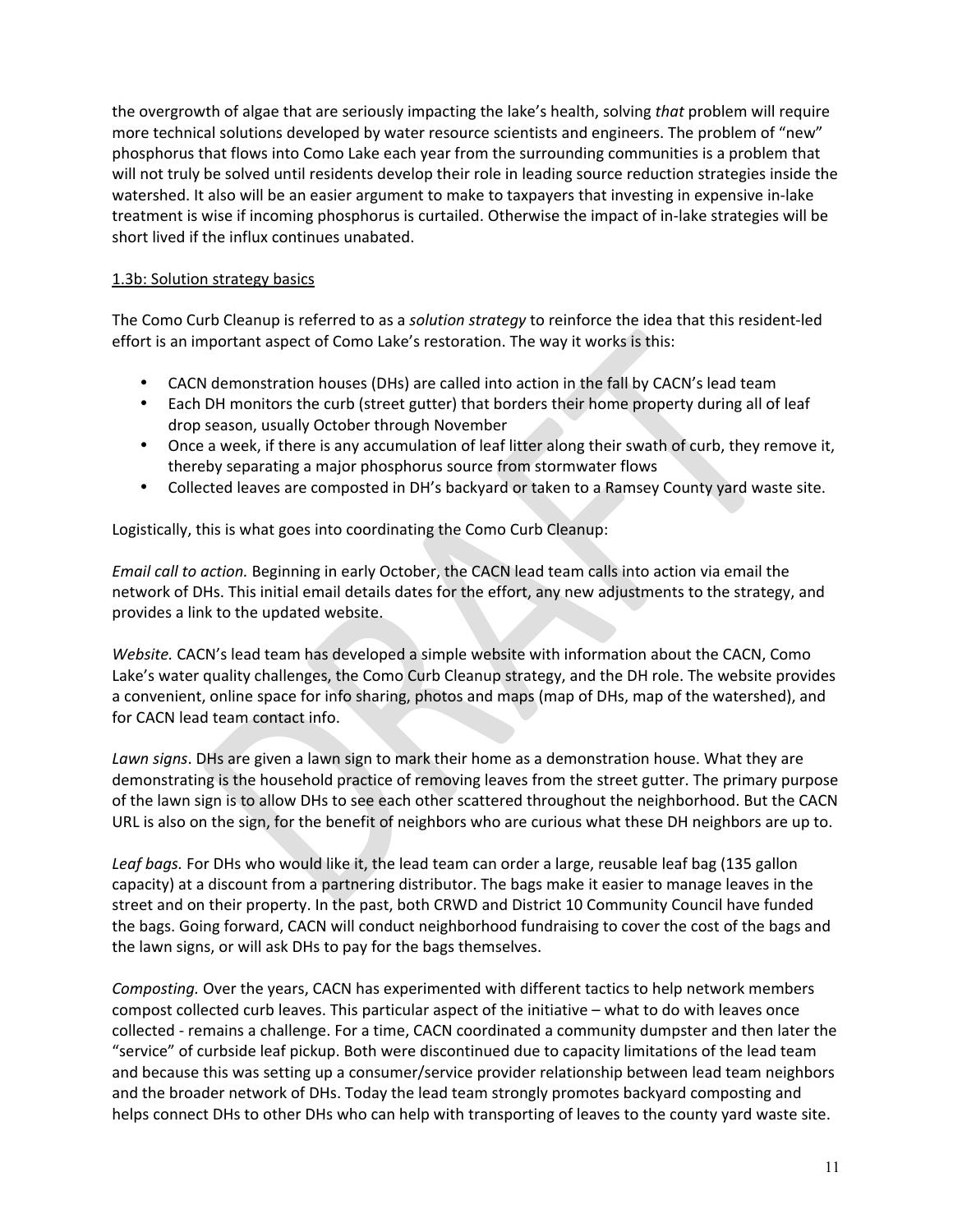the overgrowth of algae that are seriously impacting the lake's health, solving *that* problem will require more technical solutions developed by water resource scientists and engineers. The problem of "new" phosphorus that flows into Como Lake each year from the surrounding communities is a problem that will not truly be solved until residents develop their role in leading source reduction strategies inside the watershed. It also will be an easier argument to make to taxpayers that investing in expensive in-lake treatment is wise if incoming phosphorus is curtailed. Otherwise the impact of in-lake strategies will be short lived if the influx continues unabated.

<u>1.3b: Solution strategy basics</u>

The Como Curb Cleanup is referred to as a *solution strategy* to reinforce the idea that this resident-led effort is an important aspect of Como Lake's restoration. The way it works is this:

- CACN demonstration houses (DHs) are called into action in the fall by CACN's lead team
- Each DH monitors the curb (street gutter) that borders their home property during all of leaf drop season, usually October through November
- Once a week, if there is any accumulation of leaf litter along their swath of curb, they remove it, thereby separating a major phosphorus source from stormwater flows
- Collected leaves are composted in DH's backyard or taken to a Ramsey County yard waste site.

Logistically, this is what goes into coordinating the Como Curb Cleanup:

*Email call to action.* Beginning in early October, the CACN lead team calls into action via email the network of DHs. This initial email details dates for the effort, any new adjustments to the strategy, and provides a link to the updated website.

*Website.* CACN's lead team has developed a simple website with information about the CACN, Como Lake's water quality challenges, the Como Curb Cleanup strategy, and the DH role. The website provides a convenient, online space for info sharing, photos and maps (map of DHs, map of the watershed), and for CACN lead team contact info.

*Lawn signs*. DHs are given a lawn sign to mark their home as a demonstration house. What they are demonstrating is the household practice of removing leaves from the street gutter. The primary purpose of the lawn sign is to allow DHs to see each other scattered throughout the neighborhood. But the CACN URL is also on the sign, for the benefit of neighbors who are curious what these DH neighbors are up to.

*Leaf bags.* For DHs who would like it, the lead team can order a large, reusable leaf bag (135 gallon capacity) at a discount from a partnering distributor. The bags make it easier to manage leaves in the street and on their property. In the past, both CRWD and District 10 Community Council have funded the bags. Going forward, CACN will conduct neighborhood fundraising to cover the cost of the bags and the lawn signs, or will ask DHs to pay for the bags themselves.

*Composting.* Over the years, CACN has experimented with different tactics to help network members compost collected curb leaves. This particular aspect of the initiative – what to do with leaves once collected - remains a challenge. For a time, CACN coordinated a community dumpster and then later the "service" of curbside leaf pickup. Both were discontinued due to capacity limitations of the lead team and because this was setting up a consumer/service provider relationship between lead team neighbors and the broader network of DHs. Today the lead team strongly promotes backyard composting and helps connect DHs to other DHs who can help with transporting of leaves to the county yard waste site.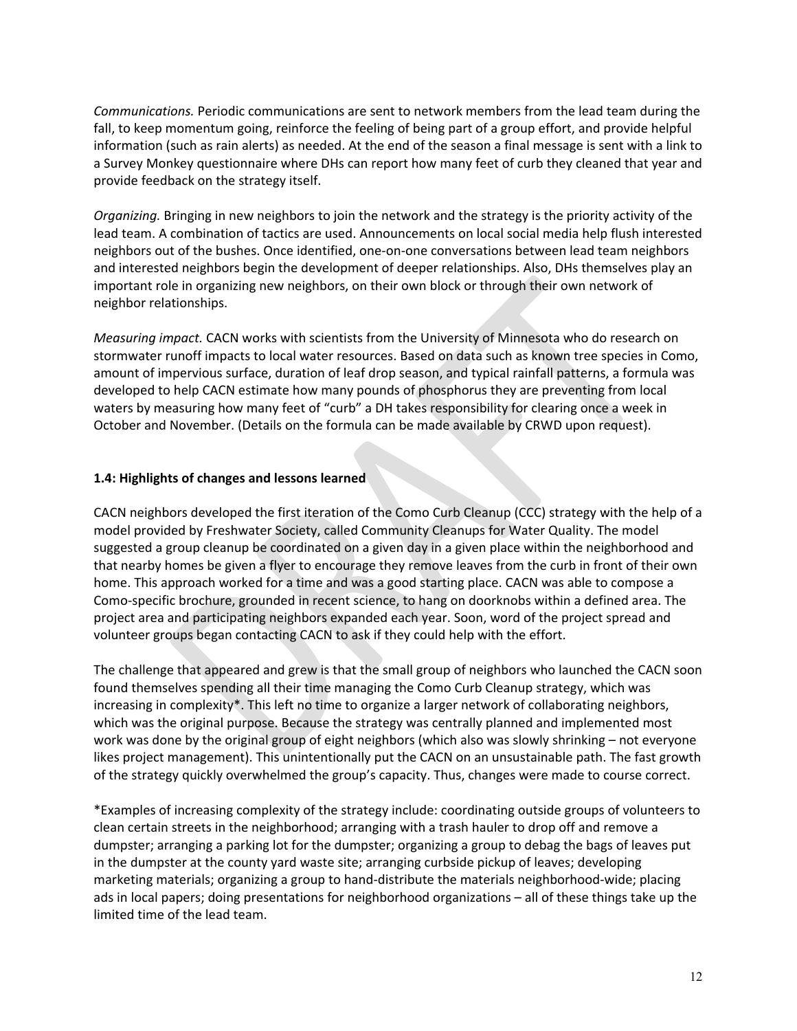*Communications.* Periodic communications are sent to network members from the lead team during the fall, to keep momentum going, reinforce the feeling of being part of a group effort, and provide helpful information (such as rain alerts) as needed. At the end of the season a final message is sent with a link to a Survey Monkey questionnaire where DHs can report how many feet of curb they cleaned that year and provide feedback on the strategy itself.

*Organizing.* Bringing in new neighbors to join the network and the strategy is the priority activity of the lead team. A combination of tactics are used. Announcements on local social media help flush interested neighbors out of the bushes. Once identified, one-on-one conversations between lead team neighbors and interested neighbors begin the development of deeper relationships. Also, DHs themselves play an important role in organizing new neighbors, on their own block or through their own network of neighbor relationships.

*Measuring impact.* CACN works with scientists from the University of Minnesota who do research on stormwater runoff impacts to local water resources. Based on data such as known tree species in Como, amount of impervious surface, duration of leaf drop season, and typical rainfall patterns, a formula was developed to help CACN estimate how many pounds of phosphorus they are preventing from local waters by measuring how many feet of "curb" a DH takes responsibility for clearing once a week in October and November. (Details on the formula can be made available by CRWD upon request).

**1.4: Highlights of changes and lessons learned**

CACN neighbors developed the first iteration of the Como Curb Cleanup (CCC) strategy with the help of a model provided by Freshwater Society, called Community Cleanups for Water Quality. The model suggested a group cleanup be coordinated on a given day in a given place within the neighborhood and that nearby homes be given a flyer to encourage they remove leaves from the curb in front of their own home. This approach worked for a time and was a good starting place. CACN was able to compose a Como-specific brochure, grounded in recent science, to hang on doorknobs within a defined area. The project area and participating neighbors expanded each year. Soon, word of the project spread and volunteer groups began contacting CACN to ask if they could help with the effort.

The challenge that appeared and grew is that the small group of neighbors who launched the CACN soon found themselves spending all their time managing the Como Curb Cleanup strategy, which was increasing in complexity*. This left no time to organize a larger network of collaborating neighbors, which was the original purpose. Because the strategy was centrally planned and implemented most work was done by the original group of eight neighbors (which also was slowly shrinking – not everyone likes project management). This unintentionally put the CACN on an unsustainable path. The fast growth of the strategy quickly overwhelmed the group's capacity. Thus, changes were made to course correct.

*Examples of increasing complexity of the strategy include: coordinating outside groups of volunteers to clean certain streets in the neighborhood; arranging with a trash hauler to drop off and remove a dumpster; arranging a parking lot for the dumpster; organizing a group to debag the bags of leaves put in the dumpster at the county yard waste site; arranging curbside pickup of leaves; developing marketing materials; organizing a group to hand-distribute the materials neighborhood-wide; placing ads in local papers; doing presentations for neighborhood organizations – all of these things take up the limited time of the lead team.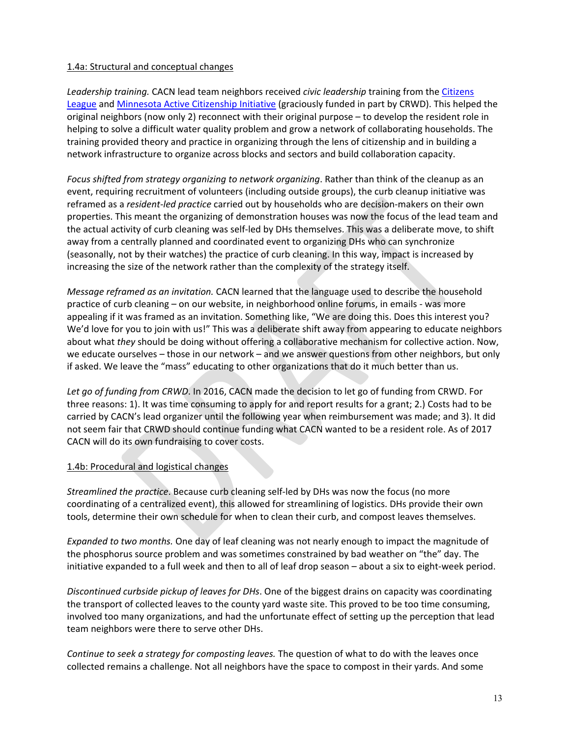1.4a: Structural and conceptual changes

*Leadership training.* CACN lead team neighbors received *civic leadership* training from the Citizens League and Minnesota Active Citizenship Initiative (graciously funded in part by CRWD). This helped the original neighbors (now only 2) reconnect with their original purpose – to develop the resident role in helping to solve a difficult water quality problem and grow a network of collaborating households. The training provided theory and practice in organizing through the lens of citizenship and in building a network infrastructure to organize across blocks and sectors and build collaboration capacity.

*Focus shifted from strategy organizing to network organizing*. Rather than think of the cleanup as an event, requiring recruitment of volunteers (including outside groups), the curb cleanup initiative was reframed as a *resident-led practice* carried out by households who are decision-makers on their own properties. This meant the organizing of demonstration houses was now the focus of the lead team and the actual activity of curb cleaning was self-led by DHs themselves. This was a deliberate move, to shift away from a centrally planned and coordinated event to organizing DHs who can synchronize (seasonally, not by their watches) the practice of curb cleaning. In this way, impact is increased by increasing the size of the network rather than the complexity of the strategy itself.

*Message reframed as an invitation.* CACN learned that the language used to describe the household practice of curb cleaning – on our website, in neighborhood online forums, in emails - was more appealing if it was framed as an invitation. Something like, "We are doing this. Does this interest you? We'd love for you to join with us!" This was a deliberate shift away from appearing to educate neighbors about what *they* should be doing without offering a collaborative mechanism for collective action. Now, we educate ourselves – those in our network – and we answer questions from other neighbors, but only if asked. We leave the "mass" educating to other organizations that do it much better than us.

*Let go of funding from CRWD*. In 2016, CACN made the decision to let go of funding from CRWD. For three reasons: 1). It was time consuming to apply for and report results for a grant; 2.) Costs had to be carried by CACN's lead organizer until the following year when reimbursement was made; and 3). It did not seem fair that CRWD should continue funding what CACN wanted to be a resident role. As of 2017 CACN will do its own fundraising to cover costs.

1.4b: Procedural and logistical changes

*Streamlined the practice*. Because curb cleaning self-led by DHs was now the focus (no more coordinating of a centralized event), this allowed for streamlining of logistics. DHs provide their own tools, determine their own schedule for when to clean their curb, and compost leaves themselves.

*Expanded to two months.* One day of leaf cleaning was not nearly enough to impact the magnitude of the phosphorus source problem and was sometimes constrained by bad weather on "the" day. The initiative expanded to a full week and then to all of leaf drop season – about a six to eight-week period.

*Discontinued curbside pickup of leaves for DHs*. One of the biggest drains on capacity was coordinating the transport of collected leaves to the county yard waste site. This proved to be too time consuming, involved too many organizations, and had the unfortunate effect of setting up the perception that lead team neighbors were there to serve other DHs.

*Continue to seek a strategy for composting leaves.* The question of what to do with the leaves once collected remains a challenge. Not all neighbors have the space to compost in their yards. And some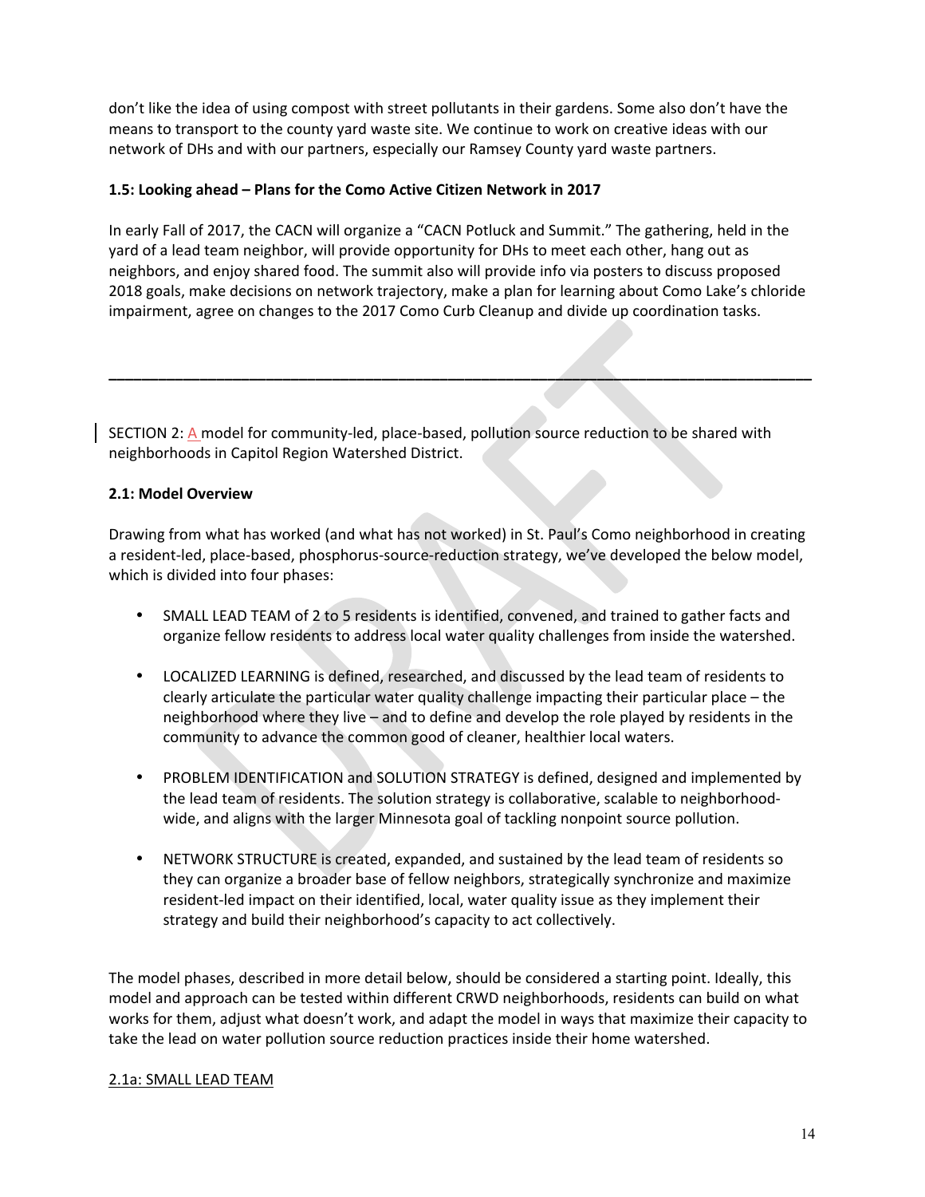don't like the idea of using compost with street pollutants in their gardens. Some also don't have the means to transport to the county yard waste site. We continue to work on creative ideas with our network of DHs and with our partners, especially our Ramsey County yard waste partners.

**1.5: Looking ahead – Plans for the Como Active Citizen Network in 2017**

In early Fall of 2017, the CACN will organize a "CACN Potluck and Summit." The gathering, held in the yard of a lead team neighbor, will provide opportunity for DHs to meet each other, hang out as neighbors, and enjoy shared food. The summit also will provide info via posters to discuss proposed 2018 goals, make decisions on network trajectory, make a plan for learning about Como Lake's chloride impairment, agree on changes to the 2017 Como Curb Cleanup and divide up coordination tasks.

---

SECTION 2: A model for community-led, place-based, pollution source reduction to be shared with neighborhoods in Capitol Region Watershed District.

**2.1: Model Overview**

Drawing from what has worked (and what has not worked) in St. Paul's Como neighborhood in creating a resident-led, place-based, phosphorus-source-reduction strategy, we've developed the below model, which is divided into four phases:

- SMALL LEAD TEAM of 2 to 5 residents is identified, convened, and trained to gather facts and organize fellow residents to address local water quality challenges from inside the watershed.

- LOCALIZED LEARNING is defined, researched, and discussed by the lead team of residents to clearly articulate the particular water quality challenge impacting their particular place – the neighborhood where they live – and to define and develop the role played by residents in the community to advance the common good of cleaner, healthier local waters.

- PROBLEM IDENTIFICATION and SOLUTION STRATEGY is defined, designed and implemented by the lead team of residents. The solution strategy is collaborative, scalable to neighborhood-wide, and aligns with the larger Minnesota goal of tackling nonpoint source pollution.

- NETWORK STRUCTURE is created, expanded, and sustained by the lead team of residents so they can organize a broader base of fellow neighbors, strategically synchronize and maximize resident-led impact on their identified, local, water quality issue as they implement their strategy and build their neighborhood's capacity to act collectively.

The model phases, described in more detail below, should be considered a starting point. Ideally, this model and approach can be tested within different CRWD neighborhoods, residents can build on what works for them, adjust what doesn't work, and adapt the model in ways that maximize their capacity to take the lead on water pollution source reduction practices inside their home watershed.

<u>2.1a: SMALL LEAD TEAM</u>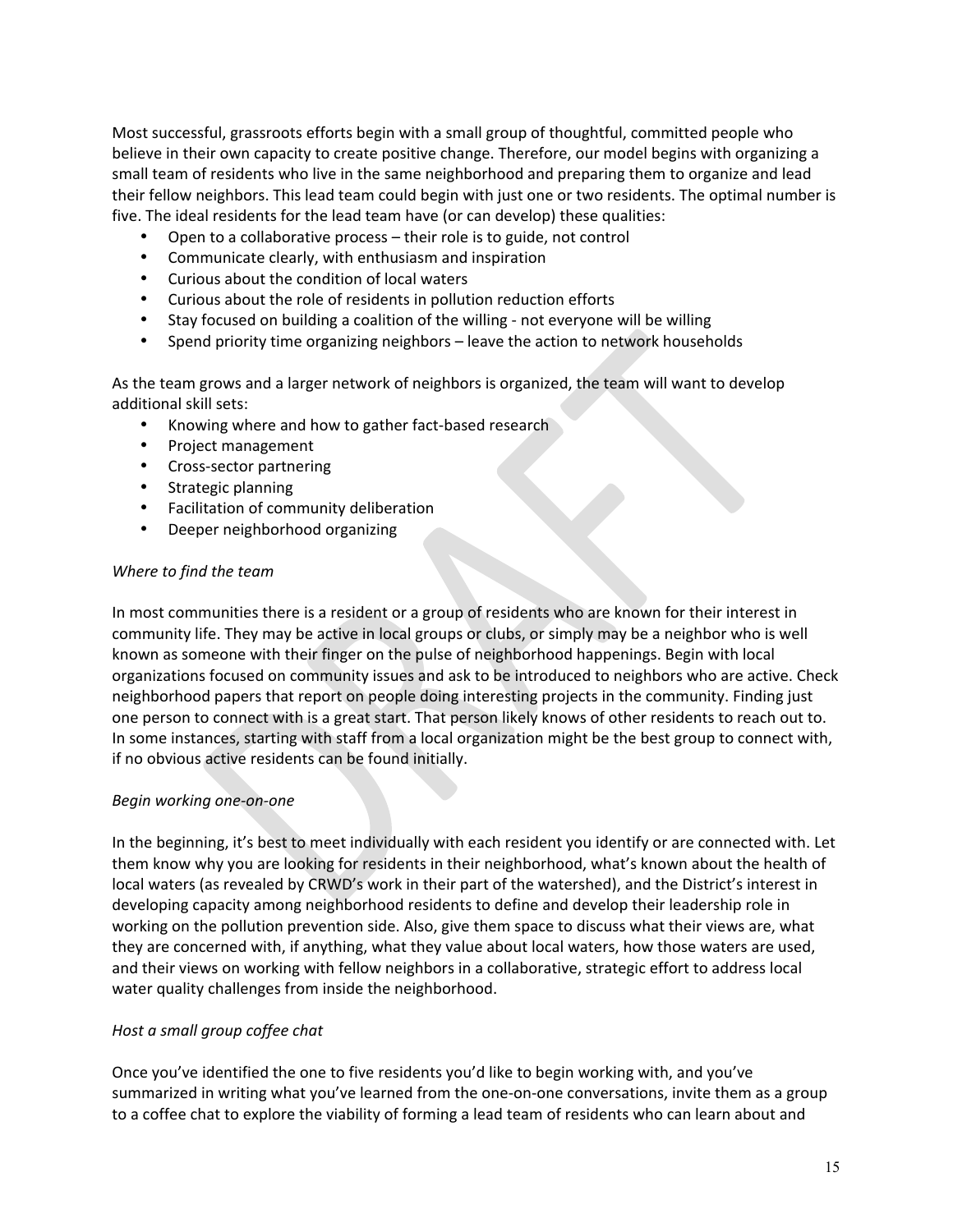Most successful, grassroots efforts begin with a small group of thoughtful, committed people who believe in their own capacity to create positive change. Therefore, our model begins with organizing a small team of residents who live in the same neighborhood and preparing them to organize and lead their fellow neighbors. This lead team could begin with just one or two residents. The optimal number is five. The ideal residents for the lead team have (or can develop) these qualities:

- Open to a collaborative process – their role is to guide, not control
- Communicate clearly, with enthusiasm and inspiration
- Curious about the condition of local waters
- Curious about the role of residents in pollution reduction efforts
- Stay focused on building a coalition of the willing - not everyone will be willing
- Spend priority time organizing neighbors – leave the action to network households

As the team grows and a larger network of neighbors is organized, the team will want to develop additional skill sets:

- Knowing where and how to gather fact-based research
- Project management
- Cross-sector partnering
- Strategic planning
- Facilitation of community deliberation
- Deeper neighborhood organizing

*Where to find the team*

In most communities there is a resident or a group of residents who are known for their interest in community life. They may be active in local groups or clubs, or simply may be a neighbor who is well known as someone with their finger on the pulse of neighborhood happenings. Begin with local organizations focused on community issues and ask to be introduced to neighbors who are active. Check neighborhood papers that report on people doing interesting projects in the community. Finding just one person to connect with is a great start. That person likely knows of other residents to reach out to. In some instances, starting with staff from a local organization might be the best group to connect with, if no obvious active residents can be found initially.

*Begin working one-on-one*

In the beginning, it's best to meet individually with each resident you identify or are connected with. Let them know why you are looking for residents in their neighborhood, what's known about the health of local waters (as revealed by CRWD's work in their part of the watershed), and the District's interest in developing capacity among neighborhood residents to define and develop their leadership role in working on the pollution prevention side. Also, give them space to discuss what their views are, what they are concerned with, if anything, what they value about local waters, how those waters are used, and their views on working with fellow neighbors in a collaborative, strategic effort to address local water quality challenges from inside the neighborhood.

*Host a small group coffee chat*

Once you've identified the one to five residents you'd like to begin working with, and you've summarized in writing what you've learned from the one-on-one conversations, invite them as a group to a coffee chat to explore the viability of forming a lead team of residents who can learn about and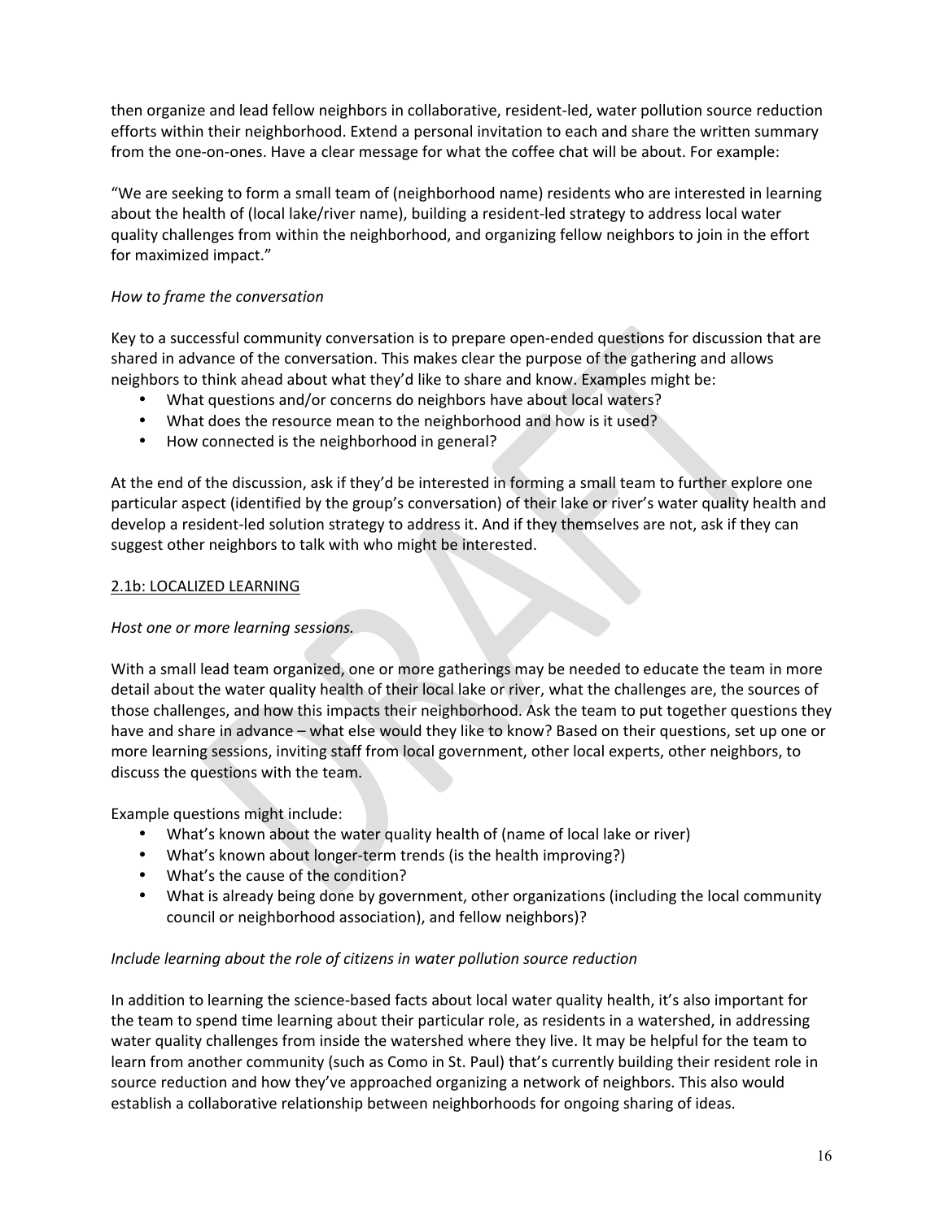then organize and lead fellow neighbors in collaborative, resident-led, water pollution source reduction efforts within their neighborhood. Extend a personal invitation to each and share the written summary from the one-on-ones. Have a clear message for what the coffee chat will be about. For example:

"We are seeking to form a small team of (neighborhood name) residents who are interested in learning about the health of (local lake/river name), building a resident-led strategy to address local water quality challenges from within the neighborhood, and organizing fellow neighbors to join in the effort for maximized impact."

*How to frame the conversation*

Key to a successful community conversation is to prepare open-ended questions for discussion that are shared in advance of the conversation. This makes clear the purpose of the gathering and allows neighbors to think ahead about what they'd like to share and know. Examples might be:

- What questions and/or concerns do neighbors have about local waters?
- What does the resource mean to the neighborhood and how is it used?
- How connected is the neighborhood in general?

At the end of the discussion, ask if they'd be interested in forming a small team to further explore one particular aspect (identified by the group's conversation) of their lake or river's water quality health and develop a resident-led solution strategy to address it. And if they themselves are not, ask if they can suggest other neighbors to talk with who might be interested.

2.1b: LOCALIZED LEARNING

*Host one or more learning sessions.*

With a small lead team organized, one or more gatherings may be needed to educate the team in more detail about the water quality health of their local lake or river, what the challenges are, the sources of those challenges, and how this impacts their neighborhood. Ask the team to put together questions they have and share in advance – what else would they like to know? Based on their questions, set up one or more learning sessions, inviting staff from local government, other local experts, other neighbors, to discuss the questions with the team.

Example questions might include:

- What's known about the water quality health of (name of local lake or river)
- What's known about longer-term trends (is the health improving?)
- What's the cause of the condition?
- What is already being done by government, other organizations (including the local community council or neighborhood association), and fellow neighbors)?

*Include learning about the role of citizens in water pollution source reduction*

In addition to learning the science-based facts about local water quality health, it's also important for the team to spend time learning about their particular role, as residents in a watershed, in addressing water quality challenges from inside the watershed where they live. It may be helpful for the team to learn from another community (such as Como in St. Paul) that's currently building their resident role in source reduction and how they've approached organizing a network of neighbors. This also would establish a collaborative relationship between neighborhoods for ongoing sharing of ideas.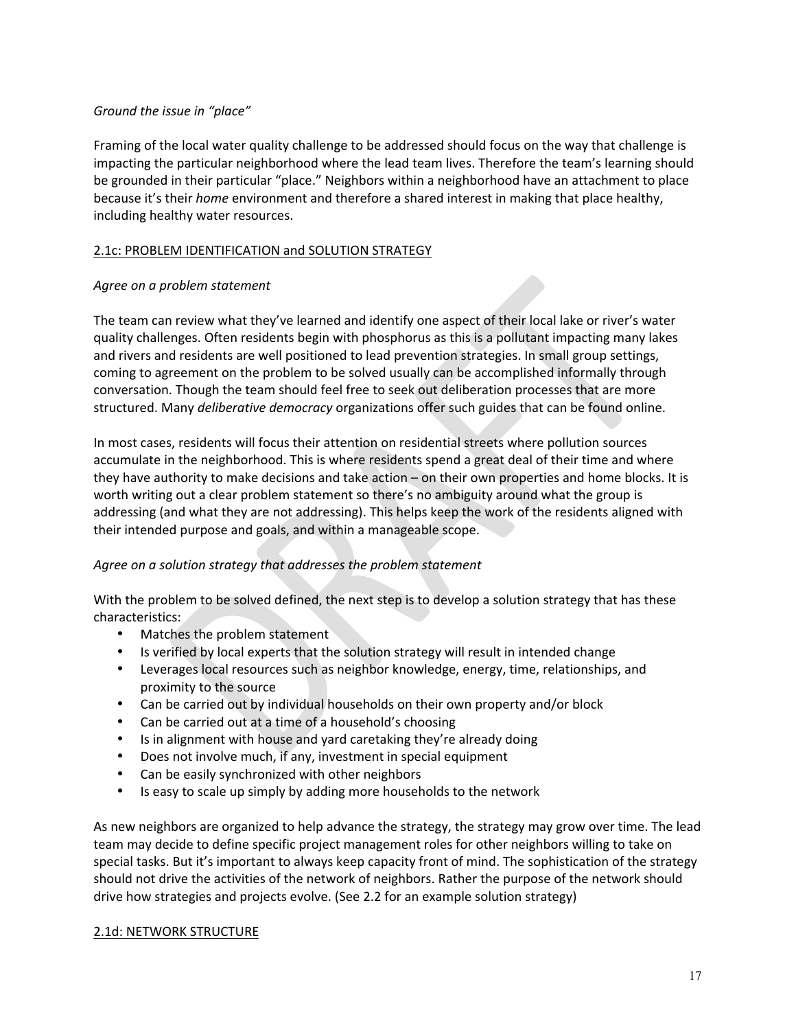*Ground the issue in "place"*

Framing of the local water quality challenge to be addressed should focus on the way that challenge is impacting the particular neighborhood where the lead team lives. Therefore the team's learning should be grounded in their particular "place." Neighbors within a neighborhood have an attachment to place because it's their *home* environment and therefore a shared interest in making that place healthy, including healthy water resources.

### 2.1c: PROBLEM IDENTIFICATION and SOLUTION STRATEGY

*Agree on a problem statement*

The team can review what they've learned and identify one aspect of their local lake or river's water quality challenges. Often residents begin with phosphorus as this is a pollutant impacting many lakes and rivers and residents are well positioned to lead prevention strategies. In small group settings, coming to agreement on the problem to be solved usually can be accomplished informally through conversation. Though the team should feel free to seek out deliberation processes that are more structured. Many *deliberative democracy* organizations offer such guides that can be found online.

In most cases, residents will focus their attention on residential streets where pollution sources accumulate in the neighborhood. This is where residents spend a great deal of their time and where they have authority to make decisions and take action – on their own properties and home blocks. It is worth writing out a clear problem statement so there's no ambiguity around what the group is addressing (and what they are not addressing). This helps keep the work of the residents aligned with their intended purpose and goals, and within a manageable scope.

*Agree on a solution strategy that addresses the problem statement*

With the problem to be solved defined, the next step is to develop a solution strategy that has these characteristics:

- Matches the problem statement
- Is verified by local experts that the solution strategy will result in intended change
- Leverages local resources such as neighbor knowledge, energy, time, relationships, and proximity to the source
- Can be carried out by individual households on their own property and/or block
- Can be carried out at a time of a household's choosing
- Is in alignment with house and yard caretaking they're already doing
- Does not involve much, if any, investment in special equipment
- Can be easily synchronized with other neighbors
- Is easy to scale up simply by adding more households to the network

As new neighbors are organized to help advance the strategy, the strategy may grow over time. The lead team may decide to define specific project management roles for other neighbors willing to take on special tasks. But it's important to always keep capacity front of mind. The sophistication of the strategy should not drive the activities of the network of neighbors. Rather the purpose of the network should drive how strategies and projects evolve. (See 2.2 for an example solution strategy)

### 2.1d: NETWORK STRUCTURE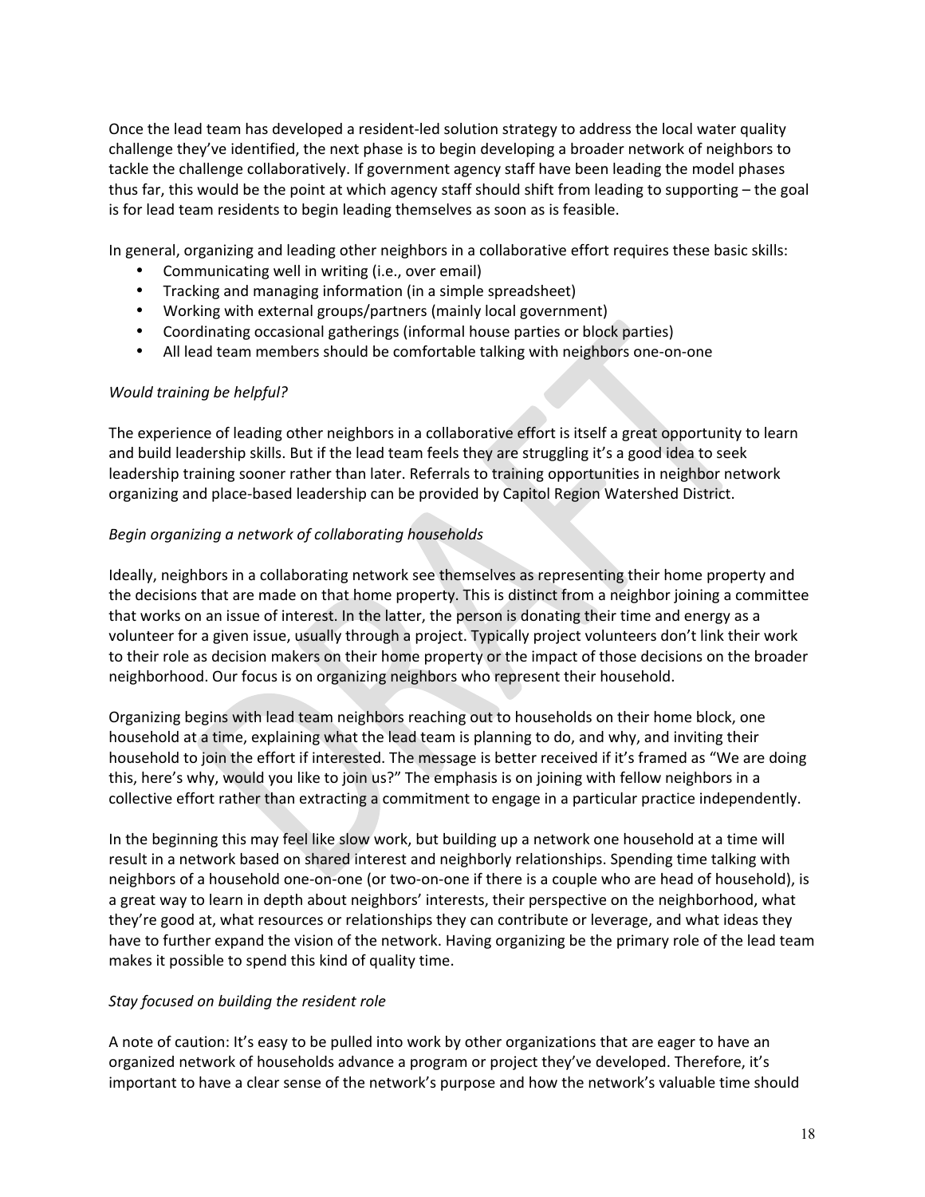Once the lead team has developed a resident-led solution strategy to address the local water quality challenge they've identified, the next phase is to begin developing a broader network of neighbors to tackle the challenge collaboratively. If government agency staff have been leading the model phases thus far, this would be the point at which agency staff should shift from leading to supporting – the goal is for lead team residents to begin leading themselves as soon as is feasible.

In general, organizing and leading other neighbors in a collaborative effort requires these basic skills:

- Communicating well in writing (i.e., over email)
- Tracking and managing information (in a simple spreadsheet)
- Working with external groups/partners (mainly local government)
- Coordinating occasional gatherings (informal house parties or block parties)
- All lead team members should be comfortable talking with neighbors one-on-one

*Would training be helpful?*

The experience of leading other neighbors in a collaborative effort is itself a great opportunity to learn and build leadership skills. But if the lead team feels they are struggling it's a good idea to seek leadership training sooner rather than later. Referrals to training opportunities in neighbor network organizing and place-based leadership can be provided by Capitol Region Watershed District.

*Begin organizing a network of collaborating households*

Ideally, neighbors in a collaborating network see themselves as representing their home property and the decisions that are made on that home property. This is distinct from a neighbor joining a committee that works on an issue of interest. In the latter, the person is donating their time and energy as a volunteer for a given issue, usually through a project. Typically project volunteers don't link their work to their role as decision makers on their home property or the impact of those decisions on the broader neighborhood. Our focus is on organizing neighbors who represent their household.

Organizing begins with lead team neighbors reaching out to households on their home block, one household at a time, explaining what the lead team is planning to do, and why, and inviting their household to join the effort if interested. The message is better received if it's framed as "We are doing this, here's why, would you like to join us?" The emphasis is on joining with fellow neighbors in a collective effort rather than extracting a commitment to engage in a particular practice independently.

In the beginning this may feel like slow work, but building up a network one household at a time will result in a network based on shared interest and neighborly relationships. Spending time talking with neighbors of a household one-on-one (or two-on-one if there is a couple who are head of household), is a great way to learn in depth about neighbors' interests, their perspective on the neighborhood, what they're good at, what resources or relationships they can contribute or leverage, and what ideas they have to further expand the vision of the network. Having organizing be the primary role of the lead team makes it possible to spend this kind of quality time.

*Stay focused on building the resident role*

A note of caution: It's easy to be pulled into work by other organizations that are eager to have an organized network of households advance a program or project they've developed. Therefore, it's important to have a clear sense of the network's purpose and how the network's valuable time should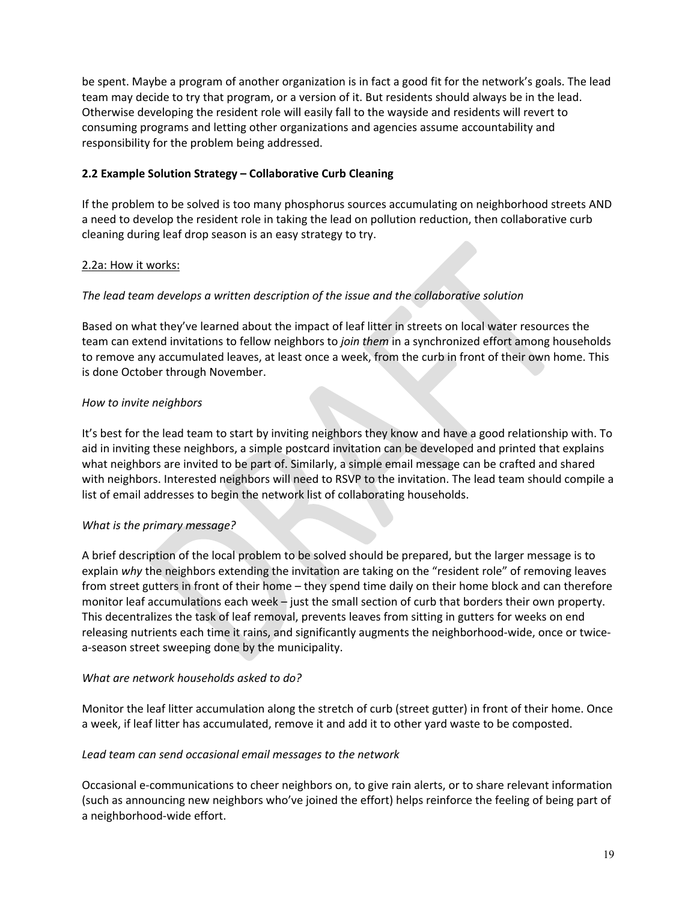be spent. Maybe a program of another organization is in fact a good fit for the network's goals. The lead team may decide to try that program, or a version of it. But residents should always be in the lead. Otherwise developing the resident role will easily fall to the wayside and residents will revert to consuming programs and letting other organizations and agencies assume accountability and responsibility for the problem being addressed.

### 2.2 Example Solution Strategy – Collaborative Curb Cleaning

If the problem to be solved is too many phosphorus sources accumulating on neighborhood streets AND a need to develop the resident role in taking the lead on pollution reduction, then collaborative curb cleaning during leaf drop season is an easy strategy to try.

#### 2.2a: How it works:

*The lead team develops a written description of the issue and the collaborative solution*

Based on what they've learned about the impact of leaf litter in streets on local water resources the team can extend invitations to fellow neighbors to *join them* in a synchronized effort among households to remove any accumulated leaves, at least once a week, from the curb in front of their own home. This is done October through November.

*How to invite neighbors*

It's best for the lead team to start by inviting neighbors they know and have a good relationship with. To aid in inviting these neighbors, a simple postcard invitation can be developed and printed that explains what neighbors are invited to be part of. Similarly, a simple email message can be crafted and shared with neighbors. Interested neighbors will need to RSVP to the invitation. The lead team should compile a list of email addresses to begin the network list of collaborating households.

*What is the primary message?*

A brief description of the local problem to be solved should be prepared, but the larger message is to explain *why* the neighbors extending the invitation are taking on the "resident role" of removing leaves from street gutters in front of their home – they spend time daily on their home block and can therefore monitor leaf accumulations each week – just the small section of curb that borders their own property. This decentralizes the task of leaf removal, prevents leaves from sitting in gutters for weeks on end releasing nutrients each time it rains, and significantly augments the neighborhood-wide, once or twice-a-season street sweeping done by the municipality.

*What are network households asked to do?*

Monitor the leaf litter accumulation along the stretch of curb (street gutter) in front of their home. Once a week, if leaf litter has accumulated, remove it and add it to other yard waste to be composted.

*Lead team can send occasional email messages to the network*

Occasional e-communications to cheer neighbors on, to give rain alerts, or to share relevant information (such as announcing new neighbors who've joined the effort) helps reinforce the feeling of being part of a neighborhood-wide effort.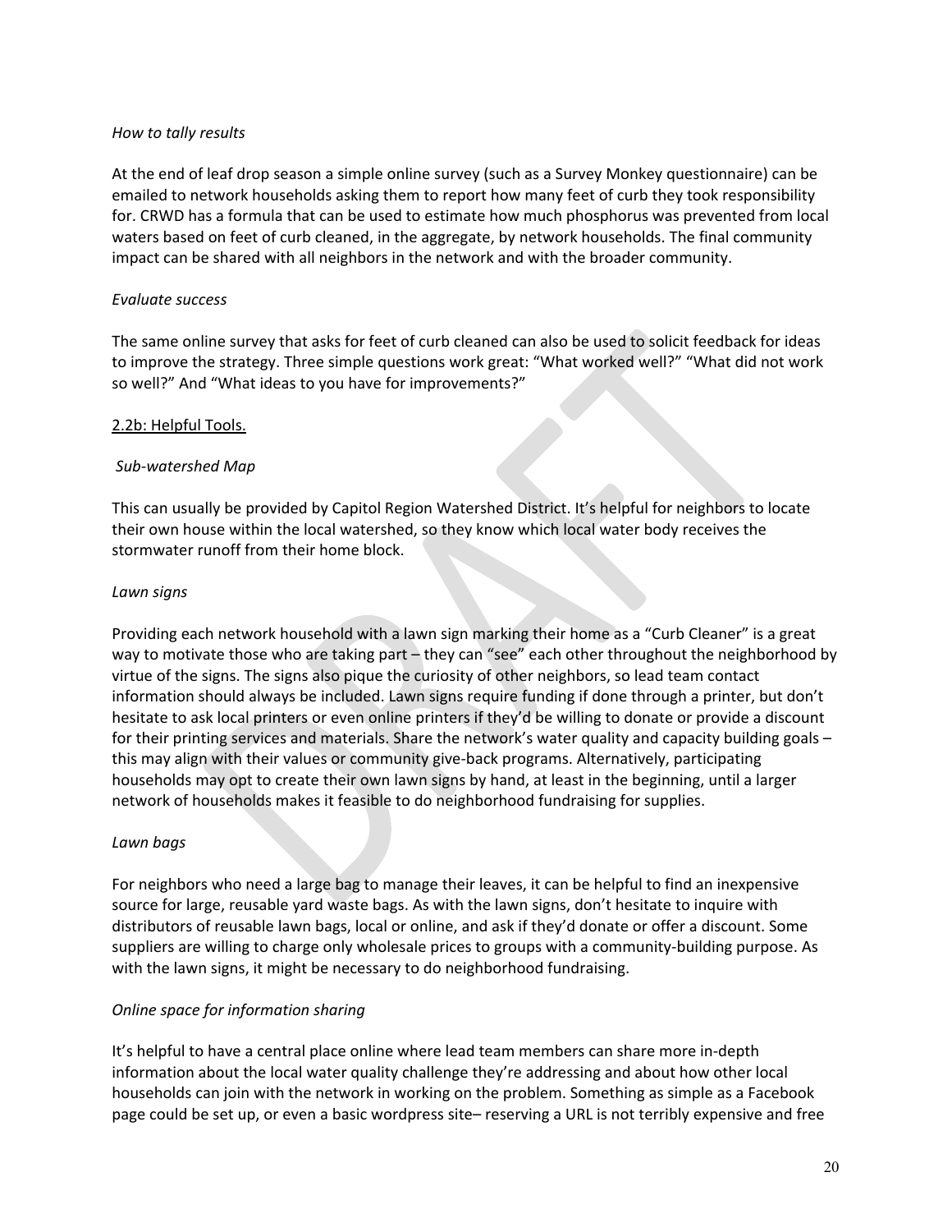*How to tally results*

At the end of leaf drop season a simple online survey (such as a Survey Monkey questionnaire) can be emailed to network households asking them to report how many feet of curb they took responsibility for. CRWD has a formula that can be used to estimate how much phosphorus was prevented from local waters based on feet of curb cleaned, in the aggregate, by network households. The final community impact can be shared with all neighbors in the network and with the broader community.

*Evaluate success*

The same online survey that asks for feet of curb cleaned can also be used to solicit feedback for ideas to improve the strategy. Three simple questions work great: "What worked well?" "What did not work so well?" And "What ideas to you have for improvements?"

2.2b: Helpful Tools.

*Sub-watershed Map*

This can usually be provided by Capitol Region Watershed District. It's helpful for neighbors to locate their own house within the local watershed, so they know which local water body receives the stormwater runoff from their home block.

*Lawn signs*

Providing each network household with a lawn sign marking their home as a "Curb Cleaner" is a great way to motivate those who are taking part – they can "see" each other throughout the neighborhood by virtue of the signs. The signs also pique the curiosity of other neighbors, so lead team contact information should always be included. Lawn signs require funding if done through a printer, but don't hesitate to ask local printers or even online printers if they'd be willing to donate or provide a discount for their printing services and materials. Share the network's water quality and capacity building goals – this may align with their values or community give-back programs. Alternatively, participating households may opt to create their own lawn signs by hand, at least in the beginning, until a larger network of households makes it feasible to do neighborhood fundraising for supplies.

*Lawn bags*

For neighbors who need a large bag to manage their leaves, it can be helpful to find an inexpensive source for large, reusable yard waste bags. As with the lawn signs, don't hesitate to inquire with distributors of reusable lawn bags, local or online, and ask if they'd donate or offer a discount. Some suppliers are willing to charge only wholesale prices to groups with a community-building purpose. As with the lawn signs, it might be necessary to do neighborhood fundraising.

*Online space for information sharing*

It's helpful to have a central place online where lead team members can share more in-depth information about the local water quality challenge they're addressing and about how other local households can join with the network in working on the problem. Something as simple as a Facebook page could be set up, or even a basic wordpress site– reserving a URL is not terribly expensive and free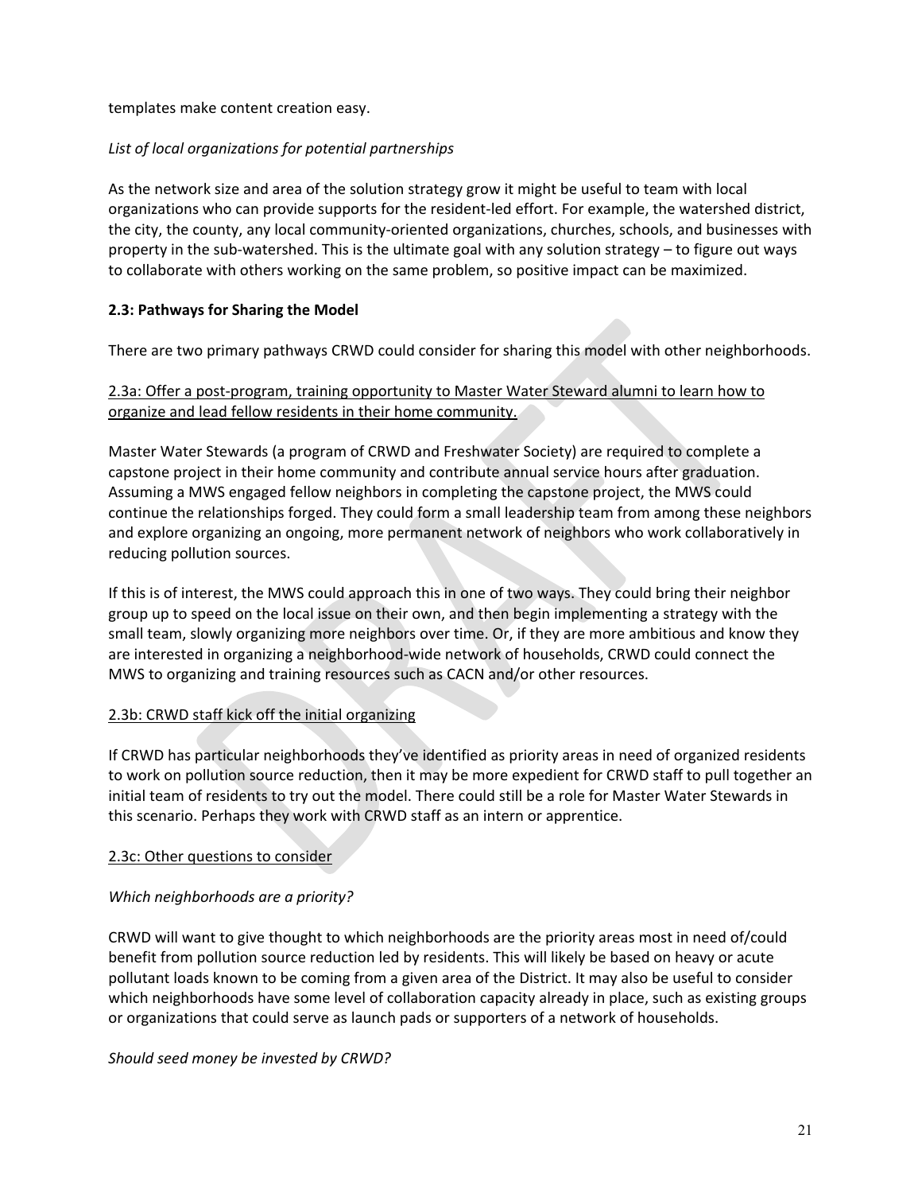templates make content creation easy.

*List of local organizations for potential partnerships*

As the network size and area of the solution strategy grow it might be useful to team with local organizations who can provide supports for the resident-led effort. For example, the watershed district, the city, the county, any local community-oriented organizations, churches, schools, and businesses with property in the sub-watershed. This is the ultimate goal with any solution strategy – to figure out ways to collaborate with others working on the same problem, so positive impact can be maximized.

**2.3: Pathways for Sharing the Model**

There are two primary pathways CRWD could consider for sharing this model with other neighborhoods.

<u>2.3a: Offer a post-program, training opportunity to Master Water Steward alumni to learn how to organize and lead fellow residents in their home community.</u>

Master Water Stewards (a program of CRWD and Freshwater Society) are required to complete a capstone project in their home community and contribute annual service hours after graduation. Assuming a MWS engaged fellow neighbors in completing the capstone project, the MWS could continue the relationships forged. They could form a small leadership team from among these neighbors and explore organizing an ongoing, more permanent network of neighbors who work collaboratively in reducing pollution sources.

If this is of interest, the MWS could approach this in one of two ways. They could bring their neighbor group up to speed on the local issue on their own, and then begin implementing a strategy with the small team, slowly organizing more neighbors over time. Or, if they are more ambitious and know they are interested in organizing a neighborhood-wide network of households, CRWD could connect the MWS to organizing and training resources such as CACN and/or other resources.

<u>2.3b: CRWD staff kick off the initial organizing</u>

If CRWD has particular neighborhoods they've identified as priority areas in need of organized residents to work on pollution source reduction, then it may be more expedient for CRWD staff to pull together an initial team of residents to try out the model. There could still be a role for Master Water Stewards in this scenario. Perhaps they work with CRWD staff as an intern or apprentice.

<u>2.3c: Other questions to consider</u>

*Which neighborhoods are a priority?*

CRWD will want to give thought to which neighborhoods are the priority areas most in need of/could benefit from pollution source reduction led by residents. This will likely be based on heavy or acute pollutant loads known to be coming from a given area of the District. It may also be useful to consider which neighborhoods have some level of collaboration capacity already in place, such as existing groups or organizations that could serve as launch pads or supporters of a network of households.

*Should seed money be invested by CRWD?*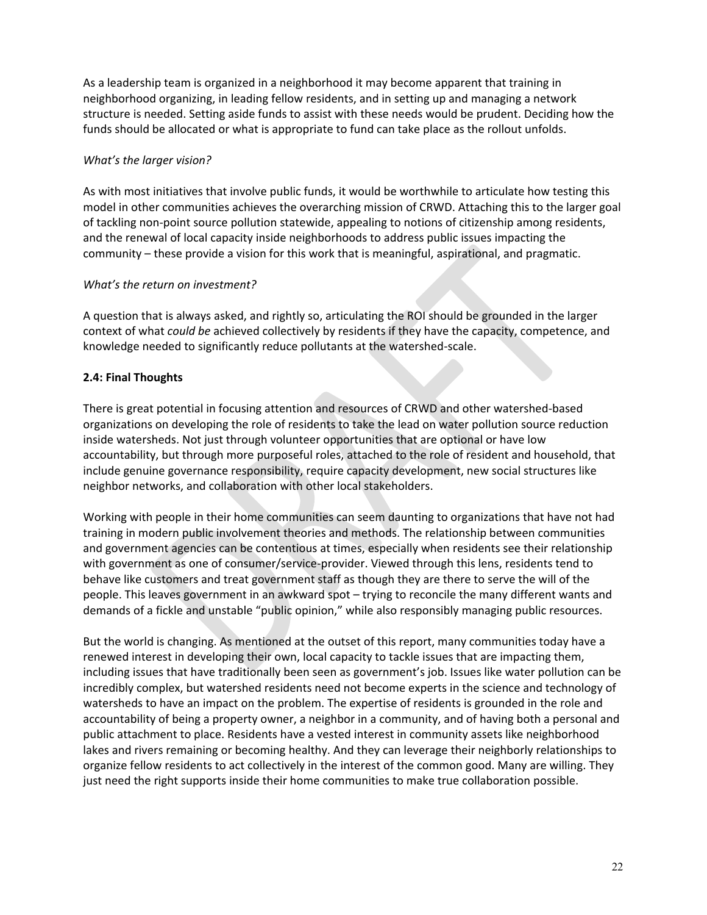As a leadership team is organized in a neighborhood it may become apparent that training in neighborhood organizing, in leading fellow residents, and in setting up and managing a network structure is needed. Setting aside funds to assist with these needs would be prudent. Deciding how the funds should be allocated or what is appropriate to fund can take place as the rollout unfolds.

*What's the larger vision?*

As with most initiatives that involve public funds, it would be worthwhile to articulate how testing this model in other communities achieves the overarching mission of CRWD. Attaching this to the larger goal of tackling non-point source pollution statewide, appealing to notions of citizenship among residents, and the renewal of local capacity inside neighborhoods to address public issues impacting the community – these provide a vision for this work that is meaningful, aspirational, and pragmatic.

*What's the return on investment?*

A question that is always asked, and rightly so, articulating the ROI should be grounded in the larger context of what *could be* achieved collectively by residents if they have the capacity, competence, and knowledge needed to significantly reduce pollutants at the watershed-scale.

**2.4: Final Thoughts**

There is great potential in focusing attention and resources of CRWD and other watershed-based organizations on developing the role of residents to take the lead on water pollution source reduction inside watersheds. Not just through volunteer opportunities that are optional or have low accountability, but through more purposeful roles, attached to the role of resident and household, that include genuine governance responsibility, require capacity development, new social structures like neighbor networks, and collaboration with other local stakeholders.

Working with people in their home communities can seem daunting to organizations that have not had training in modern public involvement theories and methods. The relationship between communities and government agencies can be contentious at times, especially when residents see their relationship with government as one of consumer/service-provider. Viewed through this lens, residents tend to behave like customers and treat government staff as though they are there to serve the will of the people. This leaves government in an awkward spot – trying to reconcile the many different wants and demands of a fickle and unstable "public opinion," while also responsibly managing public resources.

But the world is changing. As mentioned at the outset of this report, many communities today have a renewed interest in developing their own, local capacity to tackle issues that are impacting them, including issues that have traditionally been seen as government's job. Issues like water pollution can be incredibly complex, but watershed residents need not become experts in the science and technology of watersheds to have an impact on the problem. The expertise of residents is grounded in the role and accountability of being a property owner, a neighbor in a community, and of having both a personal and public attachment to place. Residents have a vested interest in community assets like neighborhood lakes and rivers remaining or becoming healthy. And they can leverage their neighborly relationships to organize fellow residents to act collectively in the interest of the common good. Many are willing. They just need the right supports inside their home communities to make true collaboration possible.